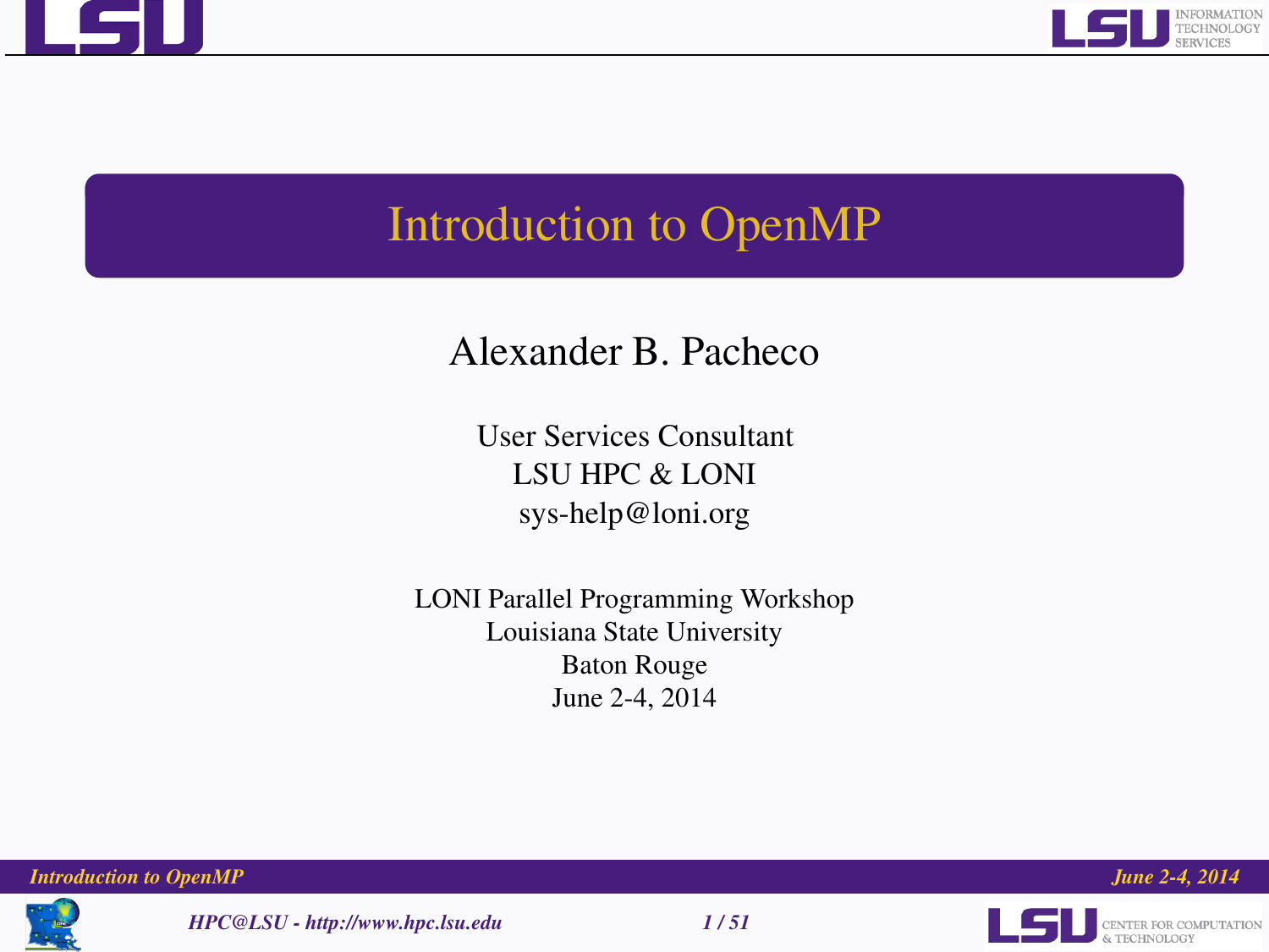# Introduction to OpenMP

Alexander B. Pacheco

User Services Consultant
LSU HPC & LONI
sys-help@loni.org

LONI Parallel Programming Workshop
Louisiana State University
Baton Rouge
June 2-4, 2014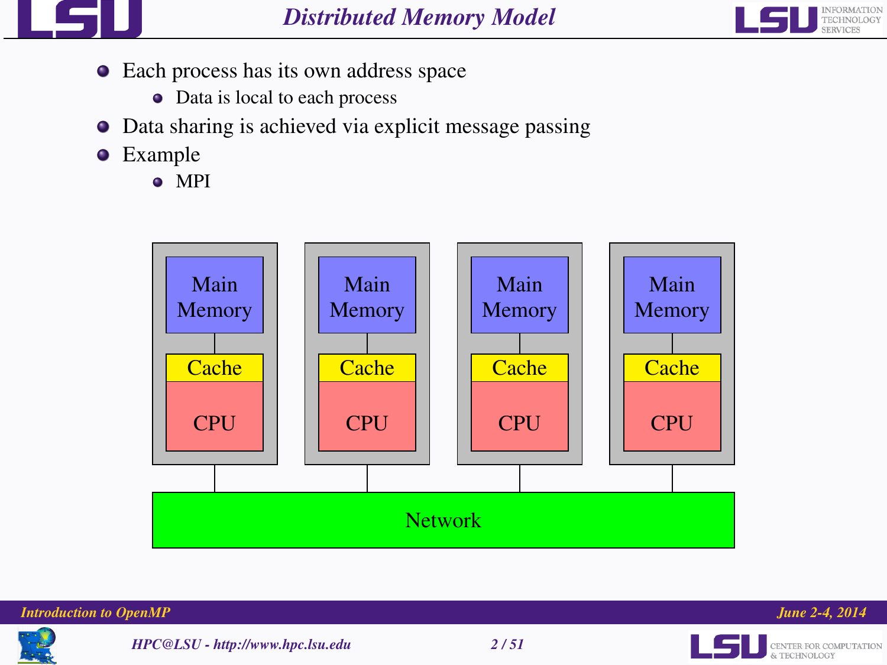# Distributed Memory Model

- Each process has its own address space
  - Data is local to each process
- Data sharing is achieved via explicit message passing
- Example
  - MPI

Main Memory | Main Memory | Main Memory | Main Memory

Cache | Cache | Cache | Cache

CPU | CPU | CPU | CPU

Network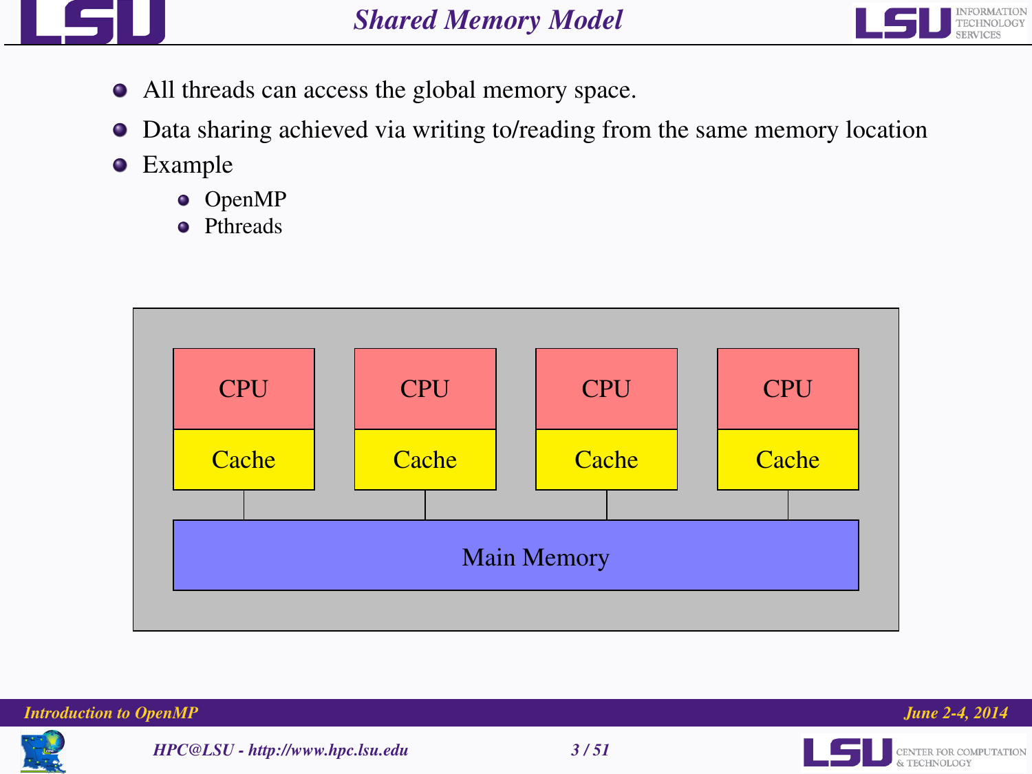# Shared Memory Model

- All threads can access the global memory space.
- Data sharing achieved via writing to/reading from the same memory location
- Example
  - OpenMP
  - Pthreads

CPU CPU CPU CPU

Cache Cache Cache Cache

Main Memory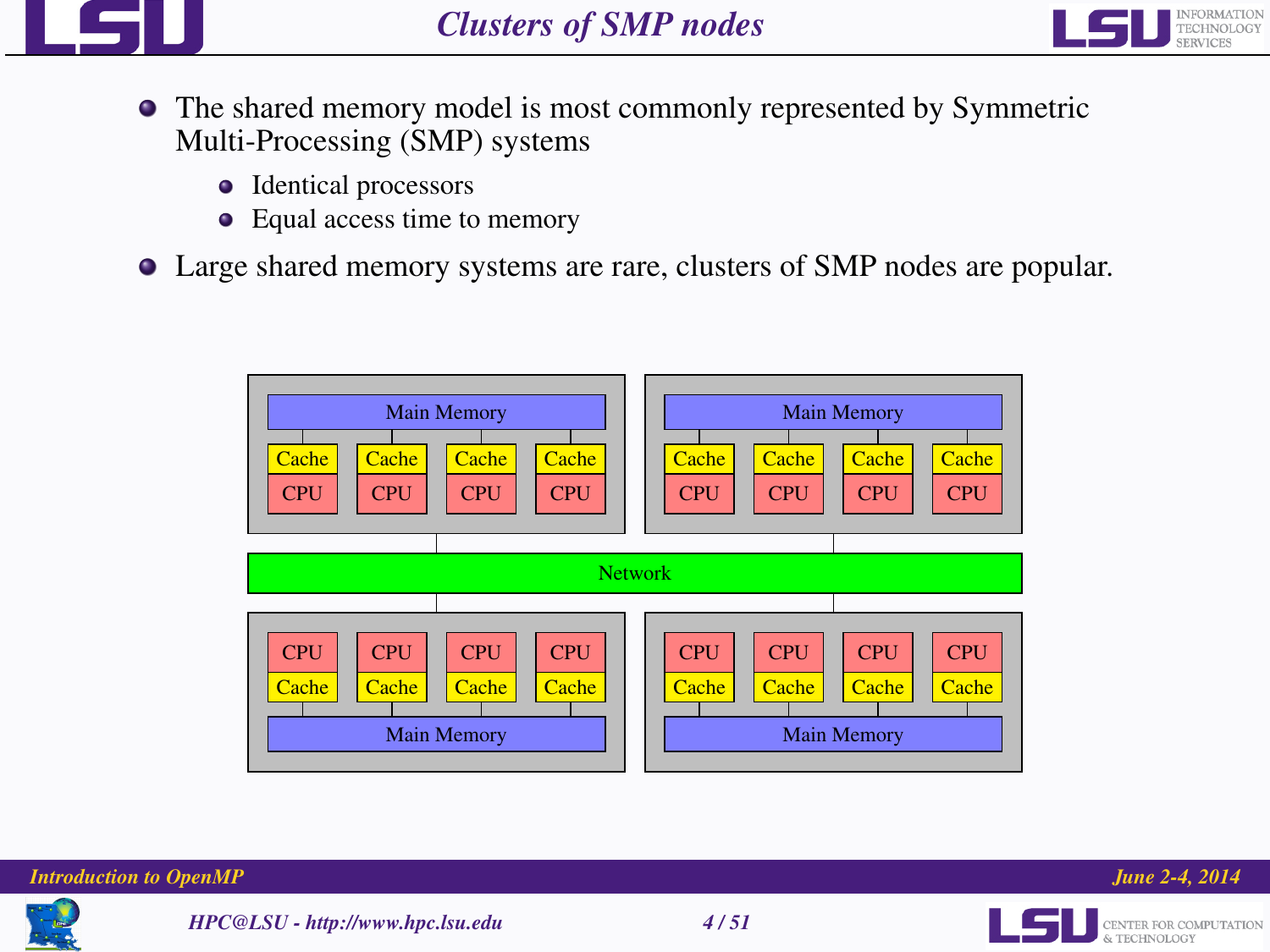# Clusters of SMP nodes

- The shared memory model is most commonly represented by Symmetric Multi-Processing (SMP) systems
  - Identical processors
  - Equal access time to memory
- Large shared memory systems are rare, clusters of SMP nodes are popular.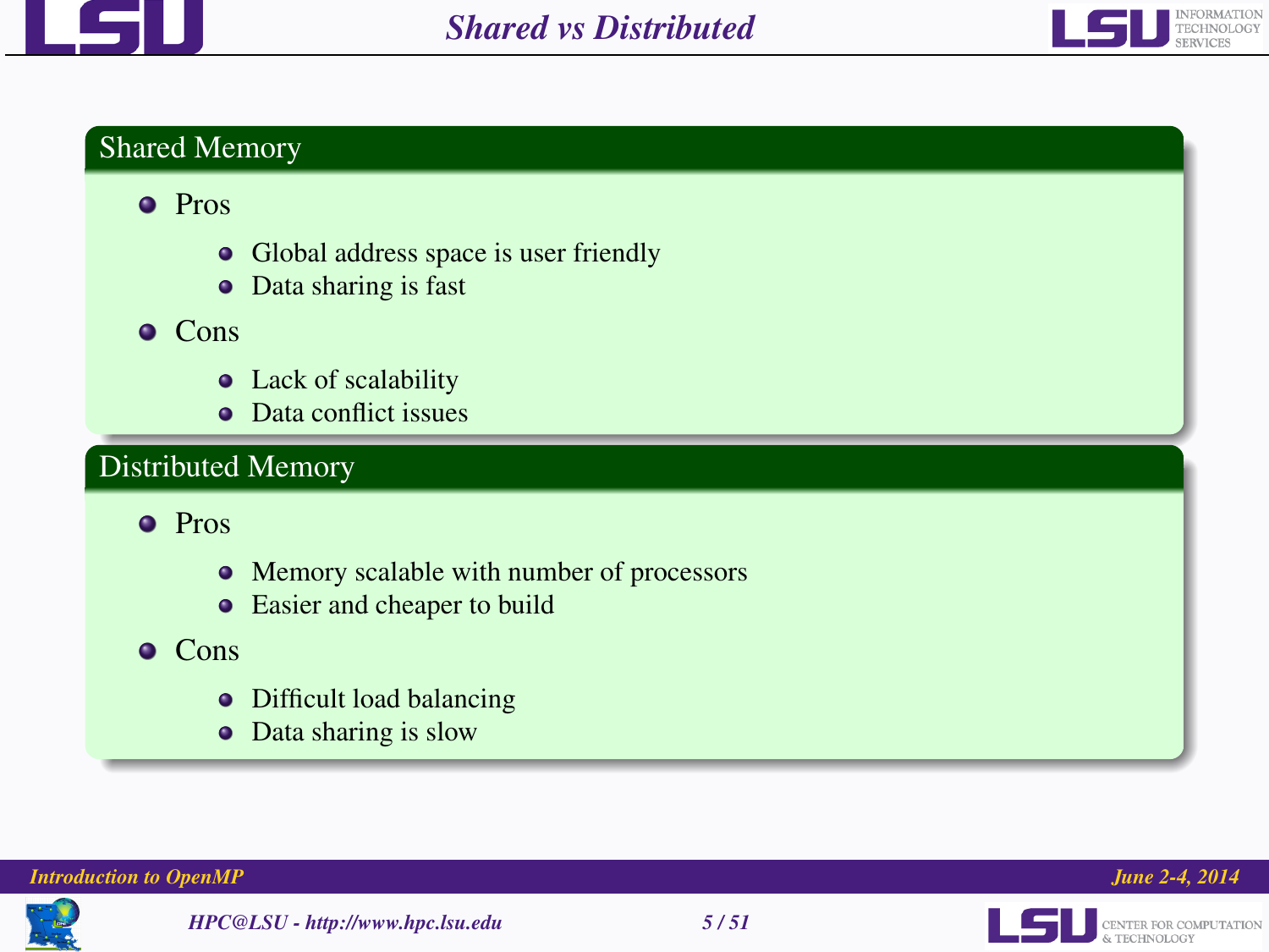# Shared vs Distributed

## Shared Memory

- Pros
  - Global address space is user friendly
  - Data sharing is fast
- Cons
  - Lack of scalability
  - Data conflict issues

## Distributed Memory

- Pros
  - Memory scalable with number of processors
  - Easier and cheaper to build
- Cons
  - Difficult load balancing
  - Data sharing is slow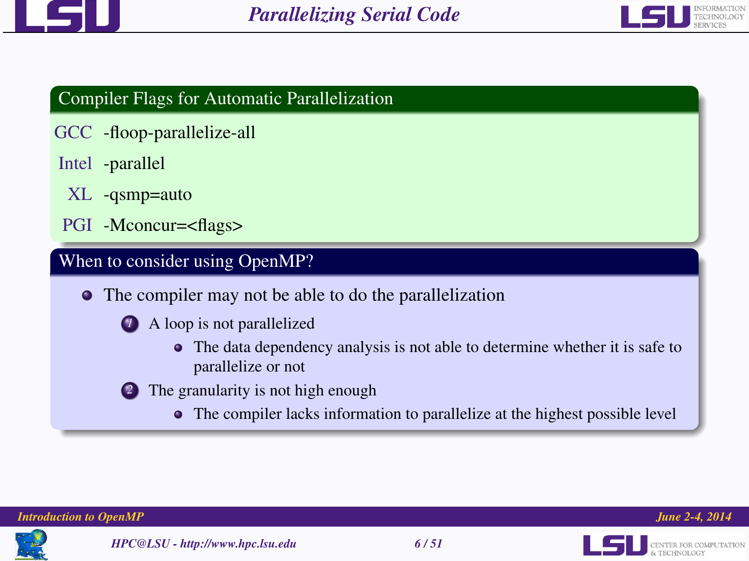# Parallelizing Serial Code

## Compiler Flags for Automatic Parallelization

| Compiler | Flag |
| --- | --- |
| GCC | -floop-parallelize-all |
| Intel | -parallel |
| XL | -qsmp=auto |
| PGI | -Mconcur=<flags> |

## When to consider using OpenMP?

- The compiler may not be able to do the parallelization
  1. A loop is not parallelized
     - The data dependency analysis is not able to determine whether it is safe to parallelize or not
  2. The granularity is not high enough
     - The compiler lacks information to parallelize at the highest possible level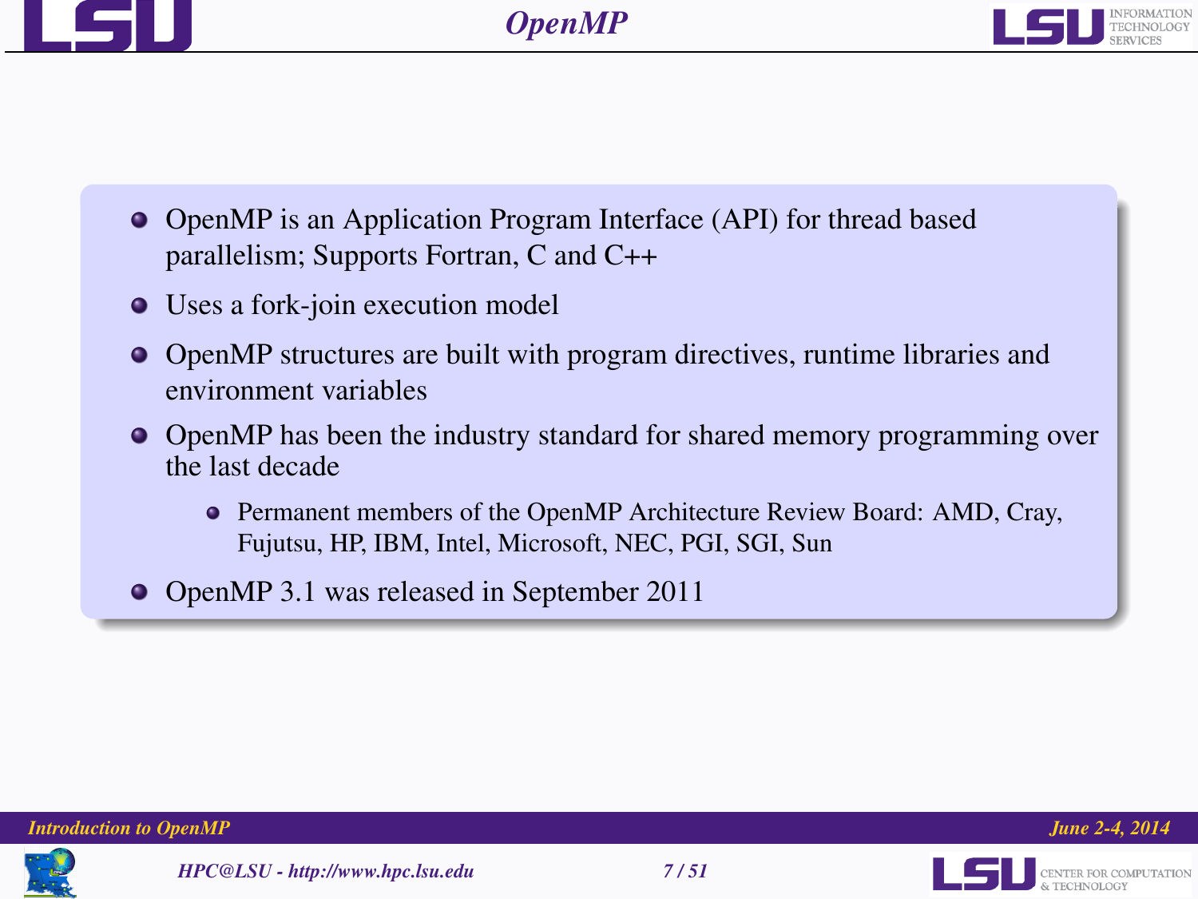# OpenMP

- OpenMP is an Application Program Interface (API) for thread based parallelism; Supports Fortran, C and C++
- Uses a fork-join execution model
- OpenMP structures are built with program directives, runtime libraries and environment variables
- OpenMP has been the industry standard for shared memory programming over the last decade
  - Permanent members of the OpenMP Architecture Review Board: AMD, Cray, Fujutsu, HP, IBM, Intel, Microsoft, NEC, PGI, SGI, Sun
- OpenMP 3.1 was released in September 2011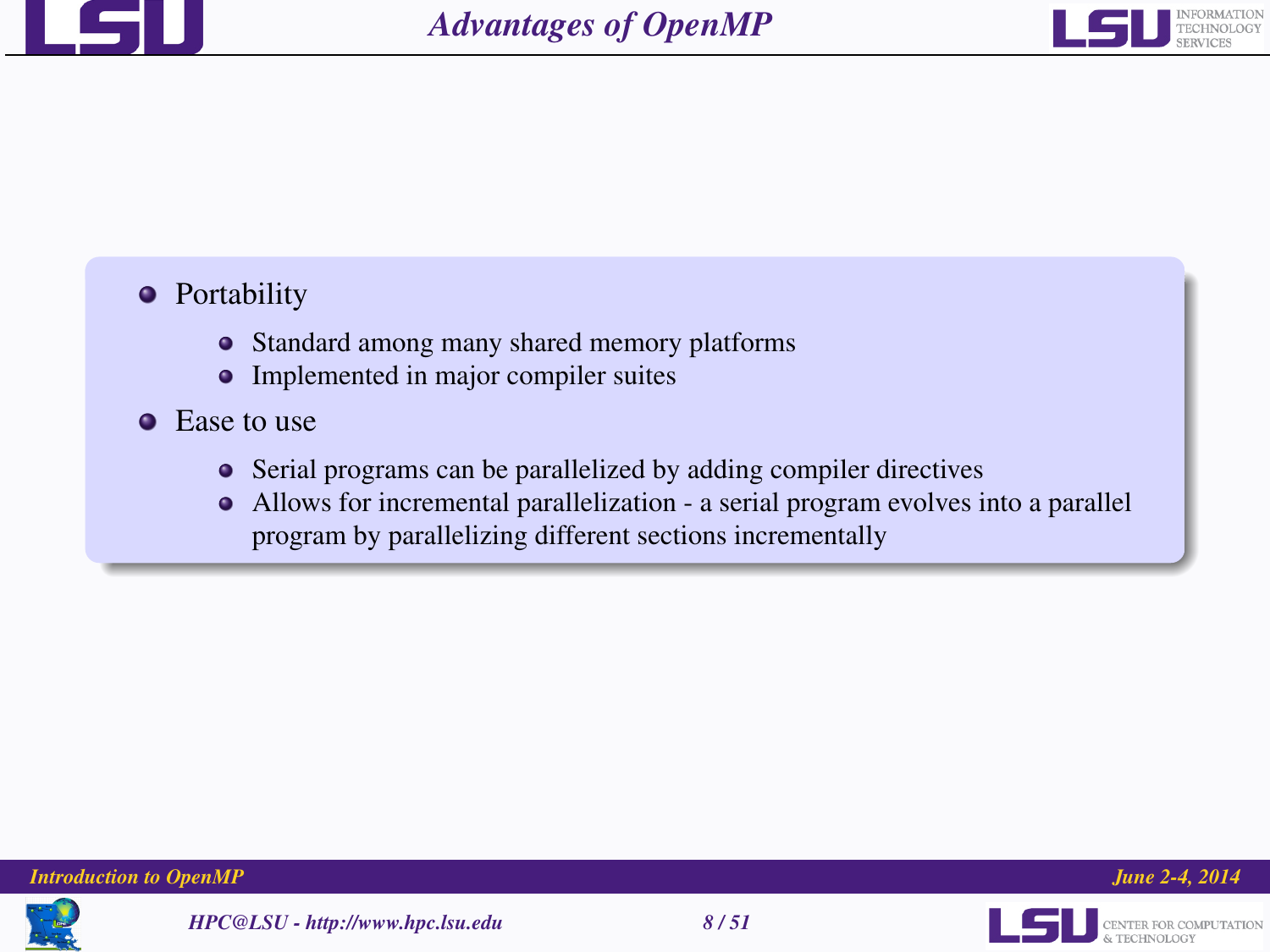# Advantages of OpenMP

- Portability
  - Standard among many shared memory platforms
  - Implemented in major compiler suites
- Ease to use
  - Serial programs can be parallelized by adding compiler directives
  - Allows for incremental parallelization - a serial program evolves into a parallel program by parallelizing different sections incrementally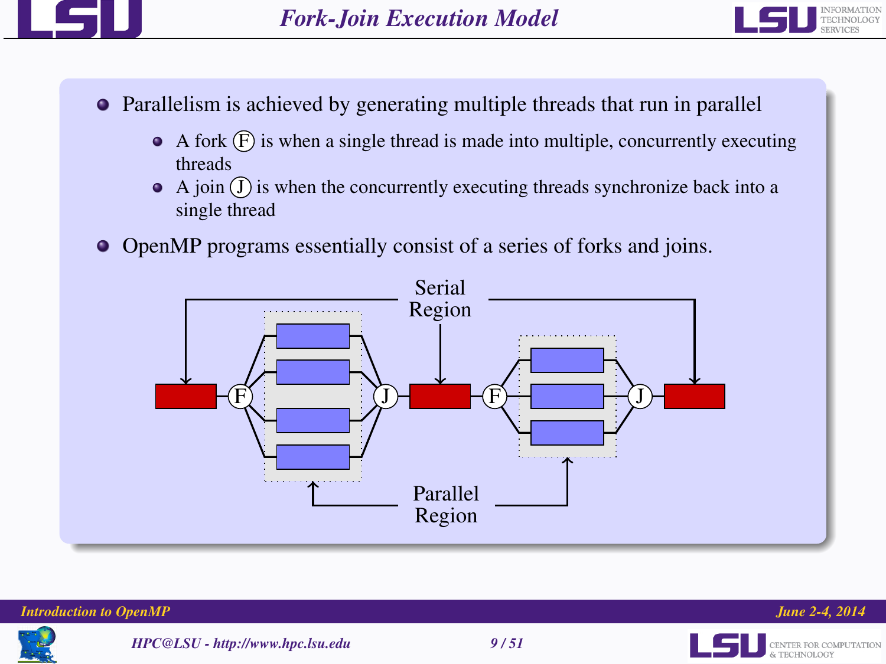# Fork-Join Execution Model

- Parallelism is achieved by generating multiple threads that run in parallel
  - A fork (F) is when a single thread is made into multiple, concurrently executing threads
  - A join (J) is when the concurrently executing threads synchronize back into a single thread
- OpenMP programs essentially consist of a series of forks and joins.

Serial Region

Parallel Region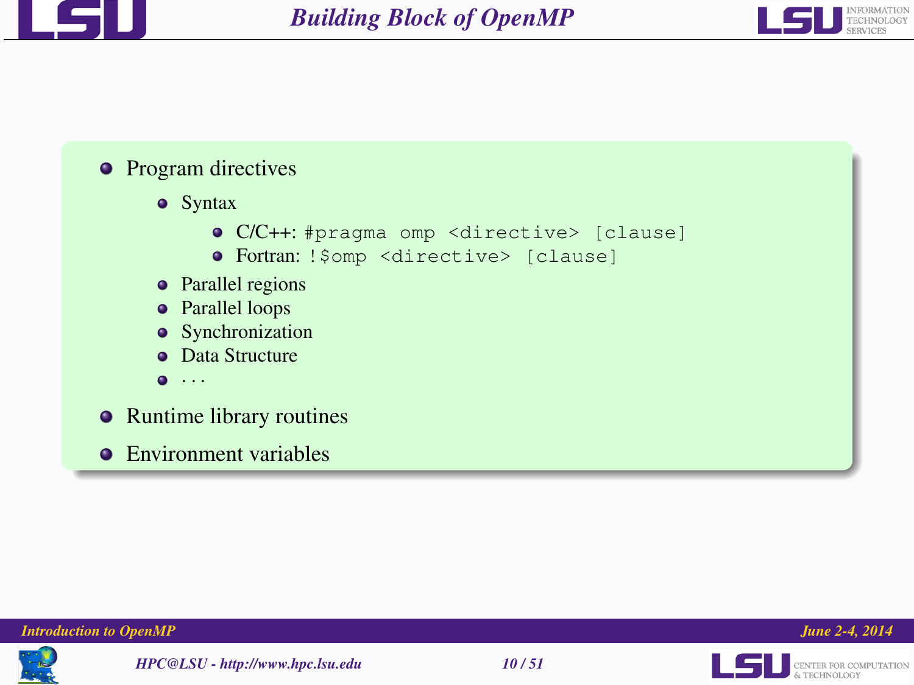# Building Block of OpenMP

- Program directives
  - Syntax
    - C/C++: `#pragma omp <directive> [clause]`
    - Fortran: `!$omp <directive> [clause]`
  - Parallel regions
  - Parallel loops
  - Synchronization
  - Data Structure
  - ...
- Runtime library routines
- Environment variables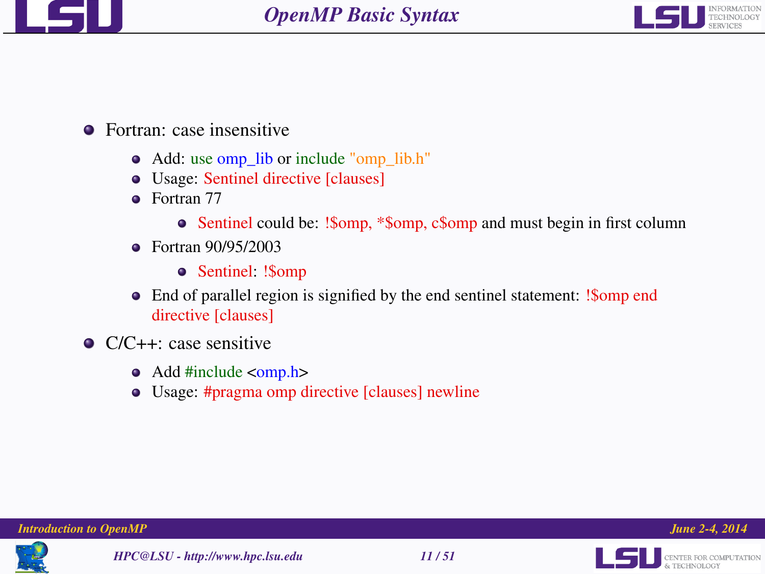# OpenMP Basic Syntax

- Fortran: case insensitive
  - Add: use omp_lib or include "omp_lib.h"
  - Usage: Sentinel directive [clauses]
  - Fortran 77
    - Sentinel could be: !$omp, *$omp, c$omp and must begin in first column
  - Fortran 90/95/2003
    - Sentinel: !$omp
  - End of parallel region is signified by the end sentinel statement: !$omp end directive [clauses]
- C/C++: case sensitive
  - Add #include <omp.h>
  - Usage: #pragma omp directive [clauses] newline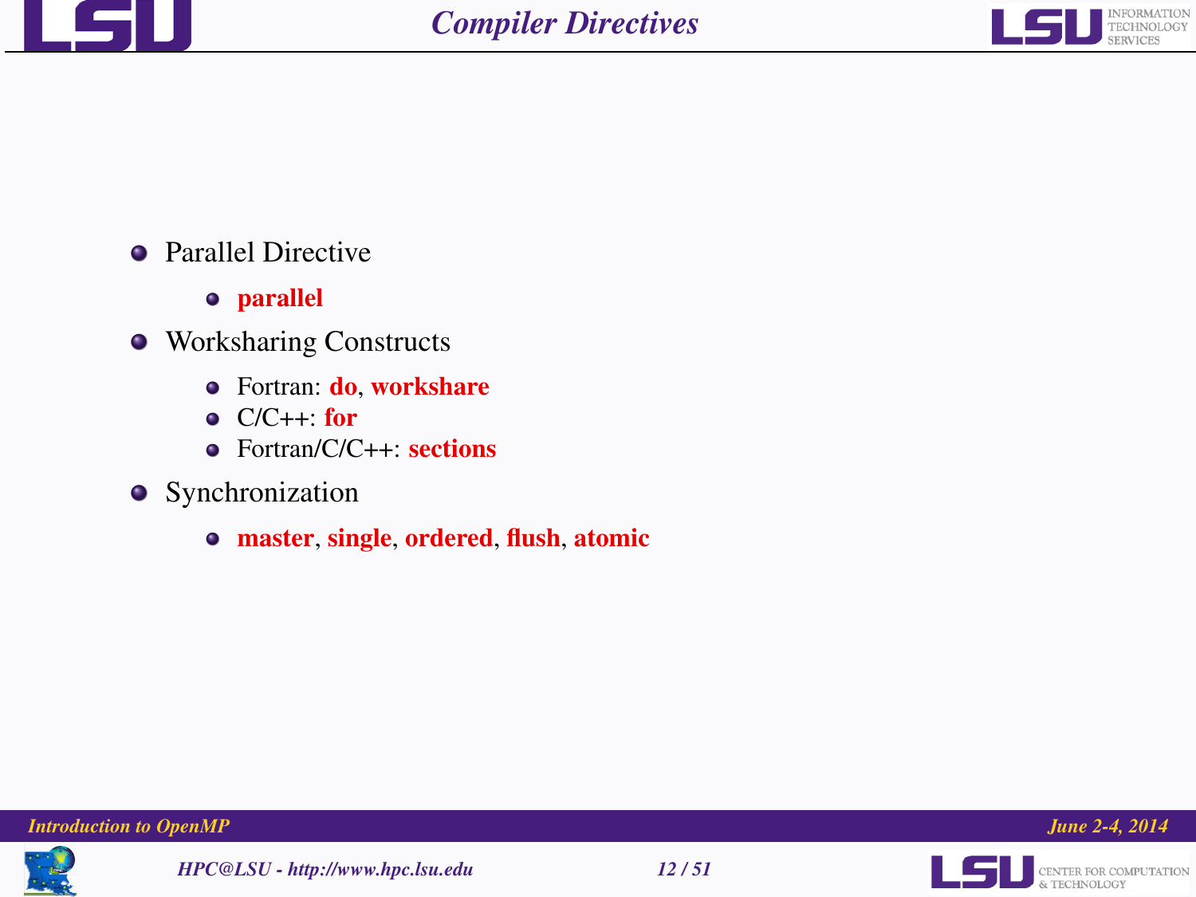# Compiler Directives

- Parallel Directive
  - **parallel**
- Worksharing Constructs
  - Fortran: **do**, **workshare**
  - C/C++: **for**
  - Fortran/C/C++: **sections**
- Synchronization
  - **master**, **single**, **ordered**, **flush**, **atomic**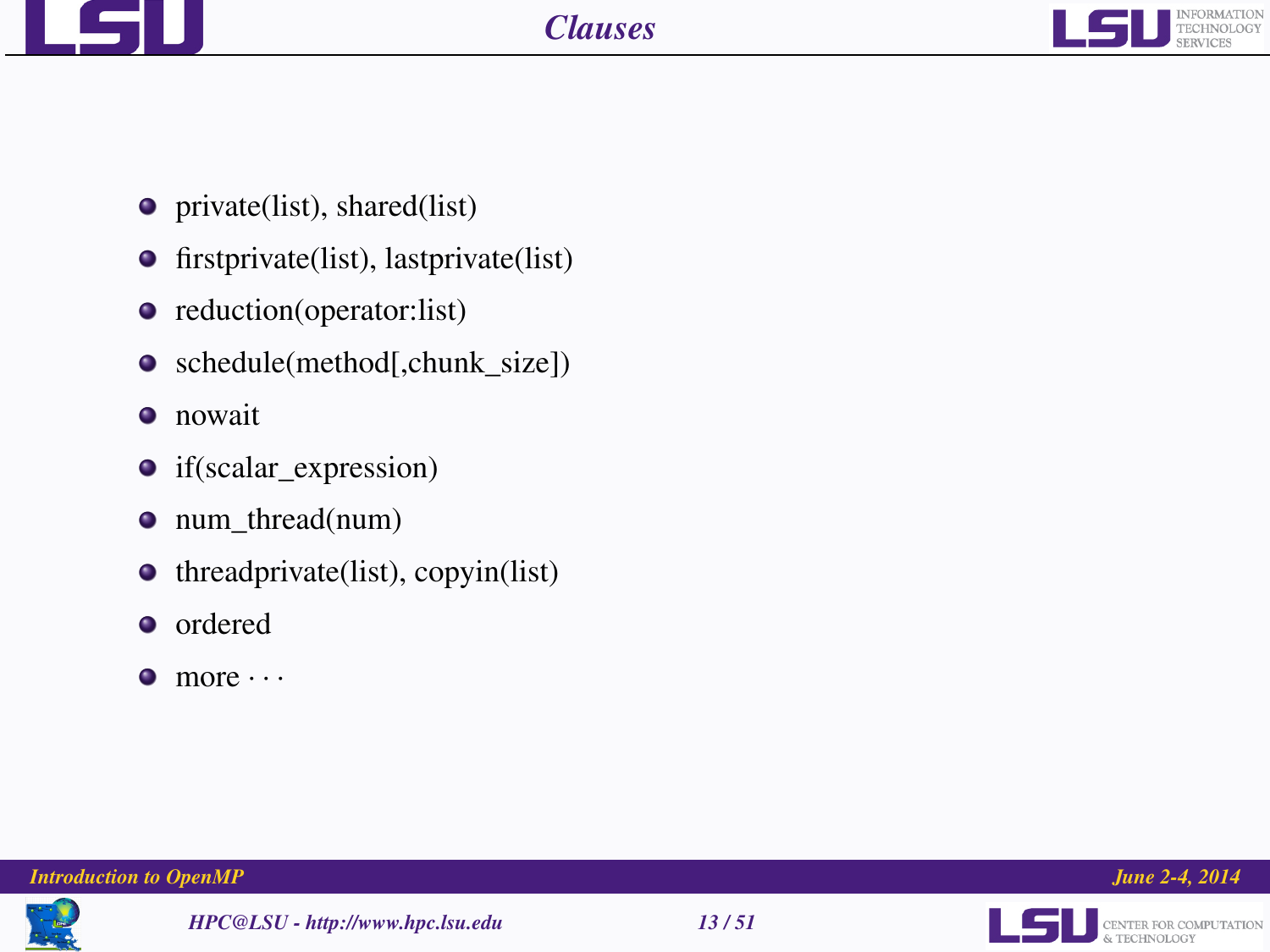# Clauses

- private(list), shared(list)
- firstprivate(list), lastprivate(list)
- reduction(operator:list)
- schedule(method[,chunk_size])
- nowait
- if(scalar_expression)
- num_thread(num)
- threadprivate(list), copyin(list)
- ordered
- more · · ·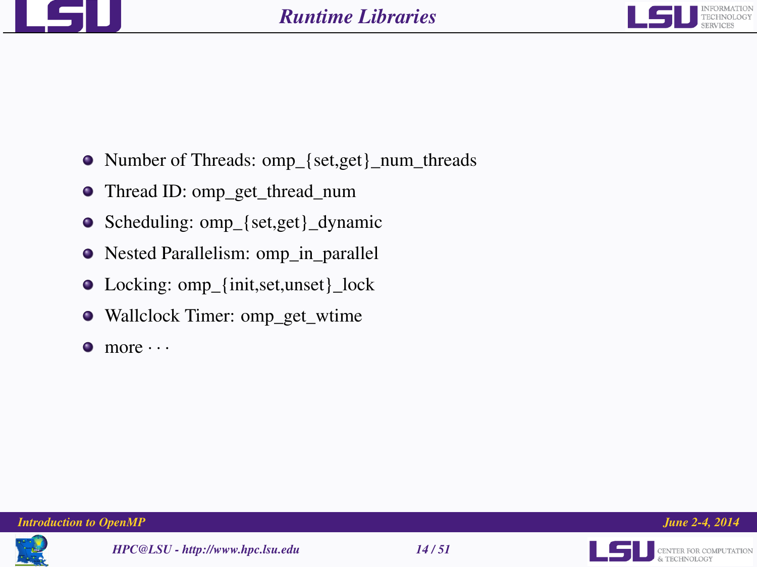# Runtime Libraries

- Number of Threads: omp_{set,get}_num_threads
- Thread ID: omp_get_thread_num
- Scheduling: omp_{set,get}_dynamic
- Nested Parallelism: omp_in_parallel
- Locking: omp_{init,set,unset}_lock
- Wallclock Timer: omp_get_wtime
- more · · ·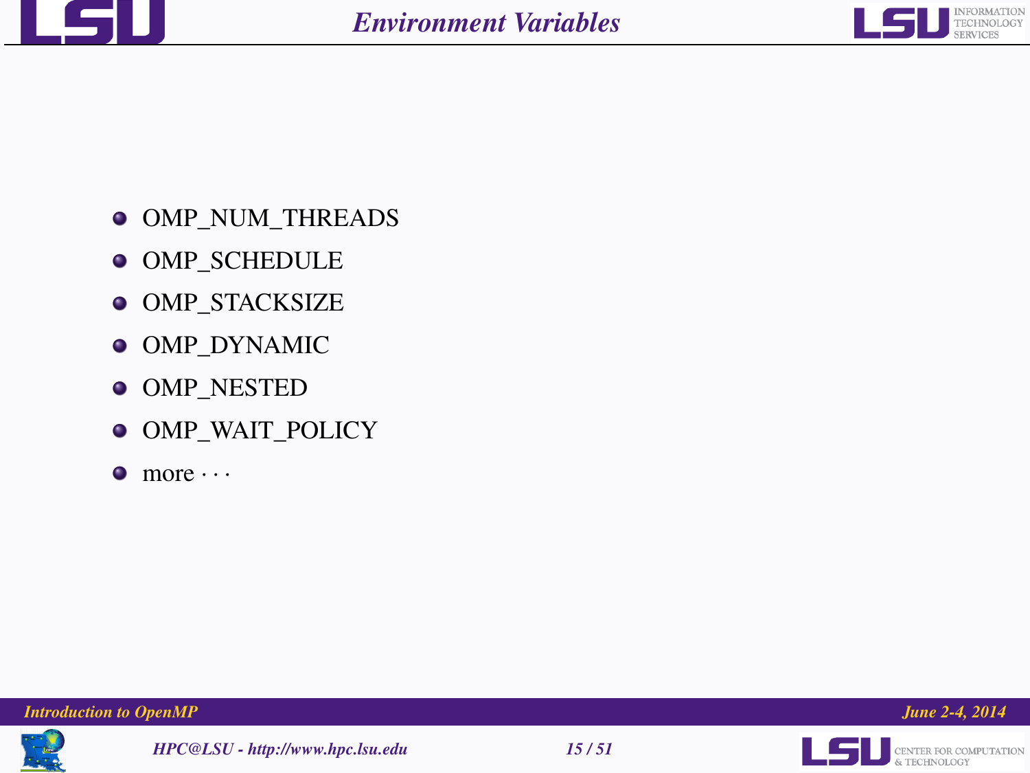# Environment Variables

- OMP_NUM_THREADS
- OMP_SCHEDULE
- OMP_STACKSIZE
- OMP_DYNAMIC
- OMP_NESTED
- OMP_WAIT_POLICY
- more $\cdots$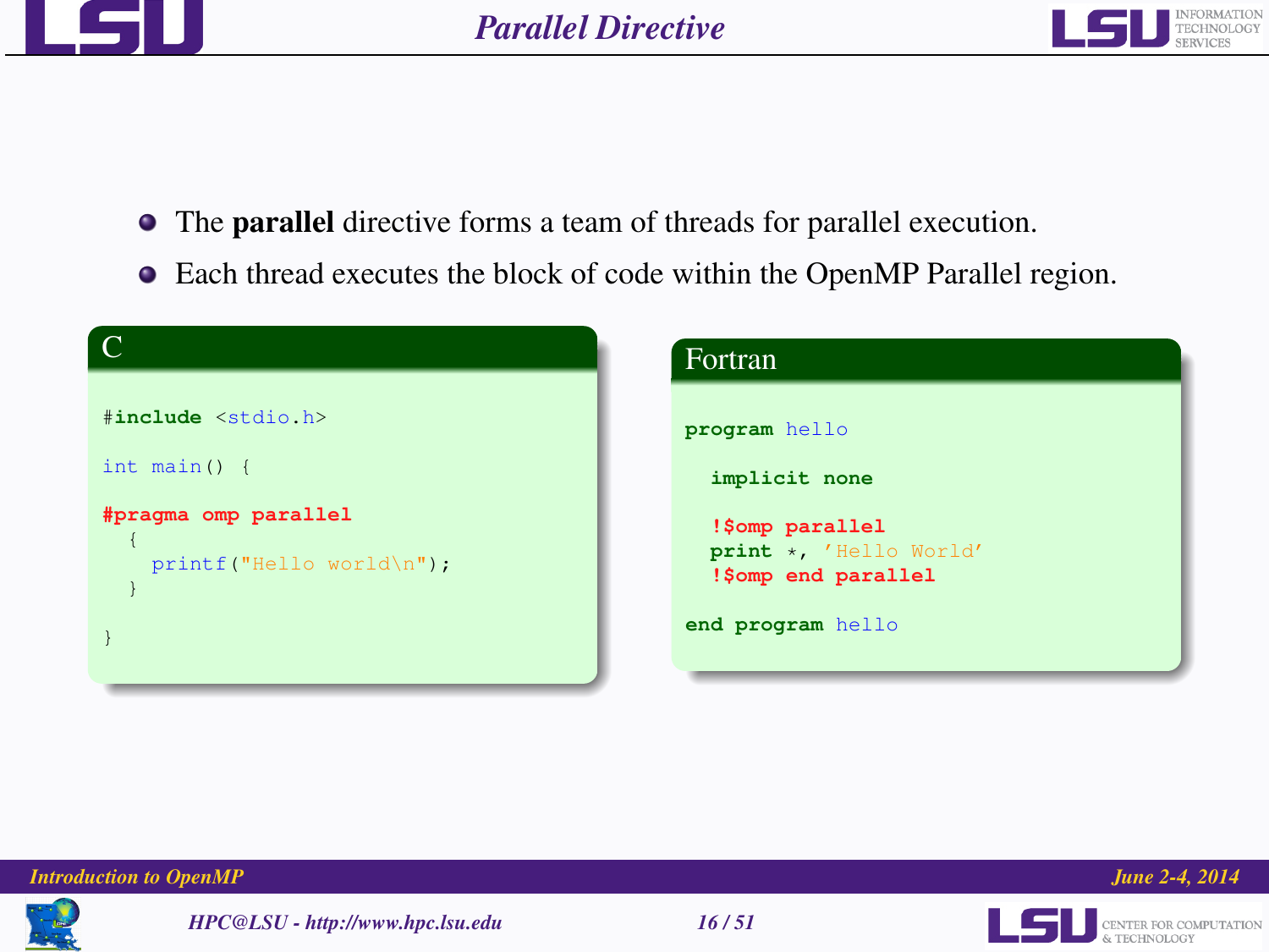# Parallel Directive

- The **parallel** directive forms a team of threads for parallel execution.
- Each thread executes the block of code within the OpenMP Parallel region.

**C**

```c
#include <stdio.h>

int main() {

#pragma omp parallel
  {
    printf("Hello world\n");
  }

}
```

**Fortran**

```fortran
program hello

  implicit none

  !$omp parallel
  print *, 'Hello World'
  !$omp end parallel

end program hello
```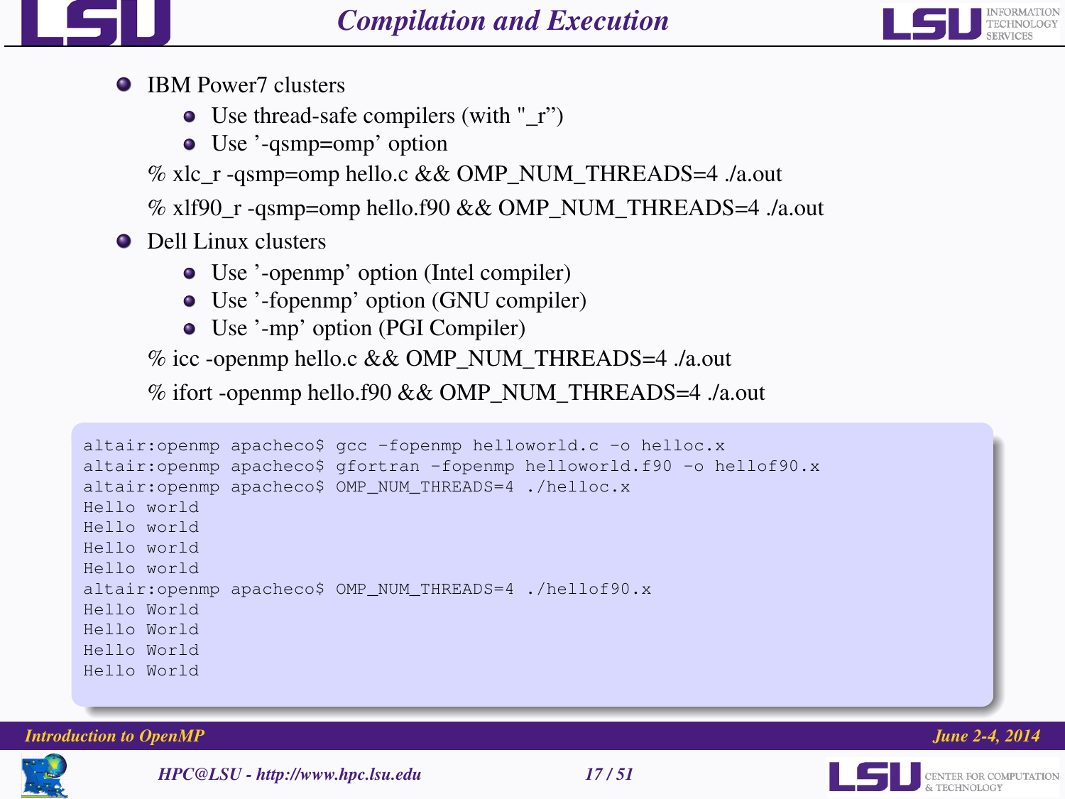# Compilation and Execution

- IBM Power7 clusters
  - Use thread-safe compilers (with "_r”)
  - Use ’-qsmp=omp’ option

% xlc_r -qsmp=omp hello.c && OMP_NUM_THREADS=4 ./a.out

% xlf90_r -qsmp=omp hello.f90 && OMP_NUM_THREADS=4 ./a.out

- Dell Linux clusters
  - Use ’-openmp’ option (Intel compiler)
  - Use ’-fopenmp’ option (GNU compiler)
  - Use ’-mp’ option (PGI Compiler)

% icc -openmp hello.c && OMP_NUM_THREADS=4 ./a.out

% ifort -openmp hello.f90 && OMP_NUM_THREADS=4 ./a.out

```
altair:openmp apacheco$ gcc -fopenmp helloworld.c -o helloc.x
altair:openmp apacheco$ gfortran -fopenmp helloworld.f90 -o hellof90.x
altair:openmp apacheco$ OMP_NUM_THREADS=4 ./helloc.x
Hello world
Hello world
Hello world
Hello world
altair:openmp apacheco$ OMP_NUM_THREADS=4 ./hellof90.x
Hello World
Hello World
Hello World
Hello World
```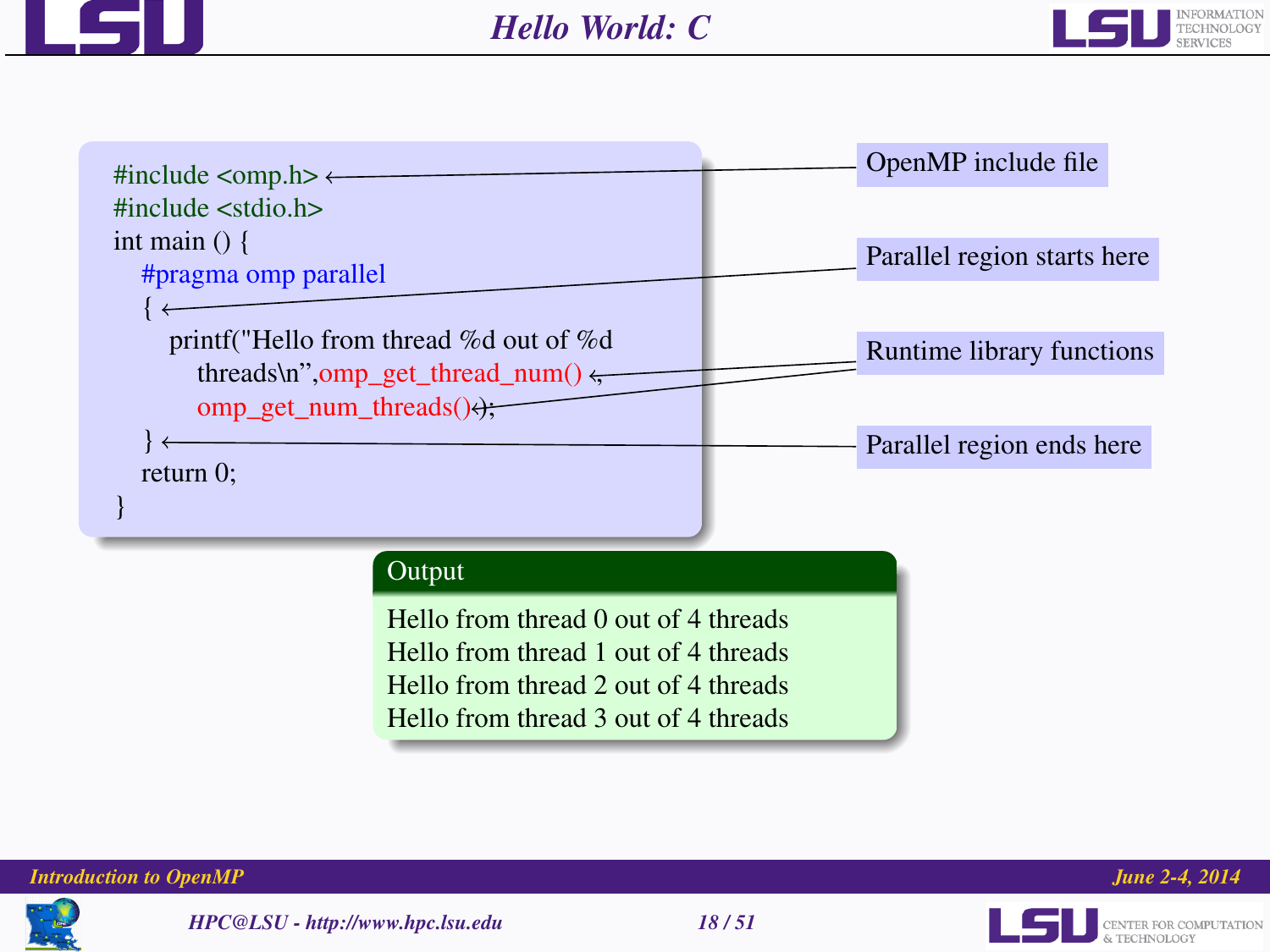# Hello World: C

```c
#include <omp.h>
#include <stdio.h>
int main () {
  #pragma omp parallel
  {
    printf("Hello from thread %d out of %d
      threads\n",omp_get_thread_num()
      omp_get_num_threads());
  }
  return 0;
}
```

- `#include <omp.h>` — OpenMP include file
- `{` after `#pragma omp parallel` — Parallel region starts here
- `omp_get_thread_num()`, `omp_get_num_threads()` — Runtime library functions
- `}` — Parallel region ends here

**Output**

```
Hello from thread 0 out of 4 threads
Hello from thread 1 out of 4 threads
Hello from thread 2 out of 4 threads
Hello from thread 3 out of 4 threads
```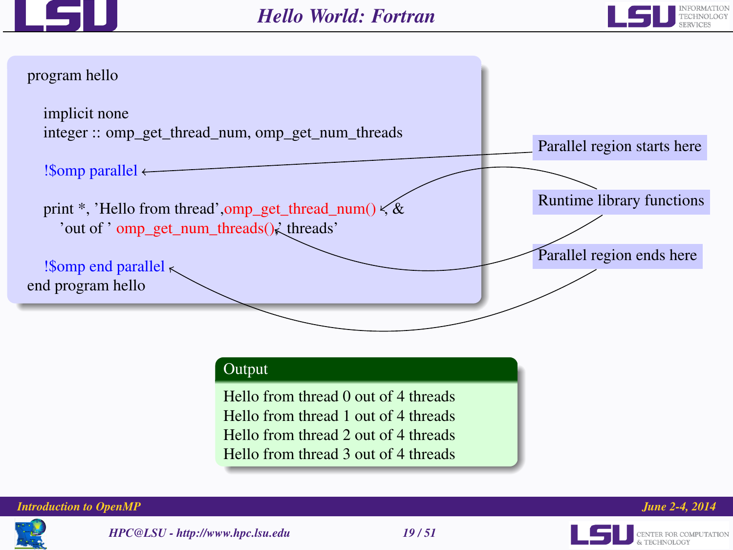# Hello World: Fortran

```fortran
program hello

  implicit none
  integer :: omp_get_thread_num, omp_get_num_threads

  !$omp parallel

  print *, 'Hello from thread',omp_get_thread_num() , &
     'out of ' omp_get_num_threads(),' threads'

  !$omp end parallel
end program hello
```

- Parallel region starts here
- Runtime library functions
- Parallel region ends here

**Output**

```
Hello from thread 0 out of 4 threads
Hello from thread 1 out of 4 threads
Hello from thread 2 out of 4 threads
Hello from thread 3 out of 4 threads
```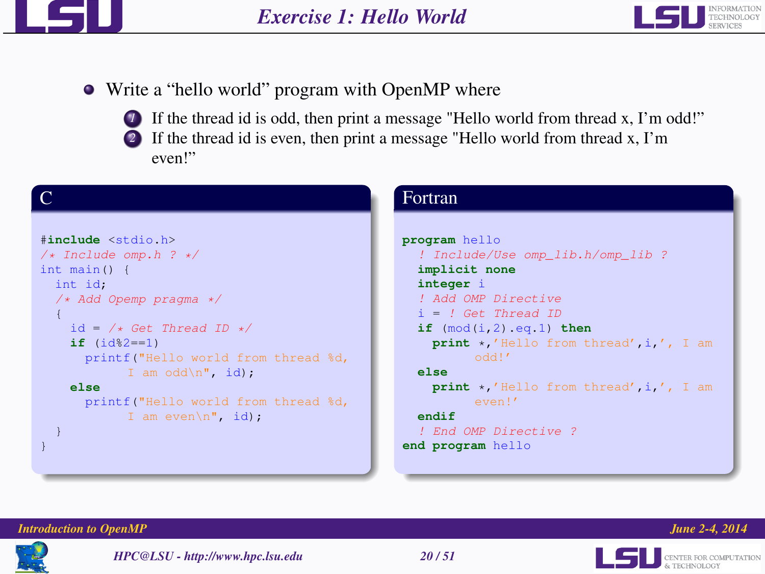# Exercise 1: Hello World

- Write a "hello world" program with OpenMP where
  1. If the thread id is odd, then print a message "Hello world from thread x, I'm odd!"
  2. If the thread id is even, then print a message "Hello world from thread x, I'm even!"

## C

```c
#include <stdio.h>
/* Include omp.h ? */
int main() {
  int id;
  /* Add Opemp pragma */
  {
    id = /* Get Thread ID */
    if (id%2==1)
      printf("Hello world from thread %d,
           I am odd\n", id);
    else
      printf("Hello world from thread %d,
           I am even\n", id);
  }
}
```

## Fortran

```fortran
program hello
  ! Include/Use omp_lib.h/omp_lib ?
  implicit none
  integer i
  ! Add OMP Directive
  i = ! Get Thread ID
  if (mod(i,2).eq.1) then
    print *,'Hello from thread',i,', I am
         odd!'
  else
    print *,'Hello from thread',i,', I am
         even!'
  endif
  ! End OMP Directive ?
end program hello
```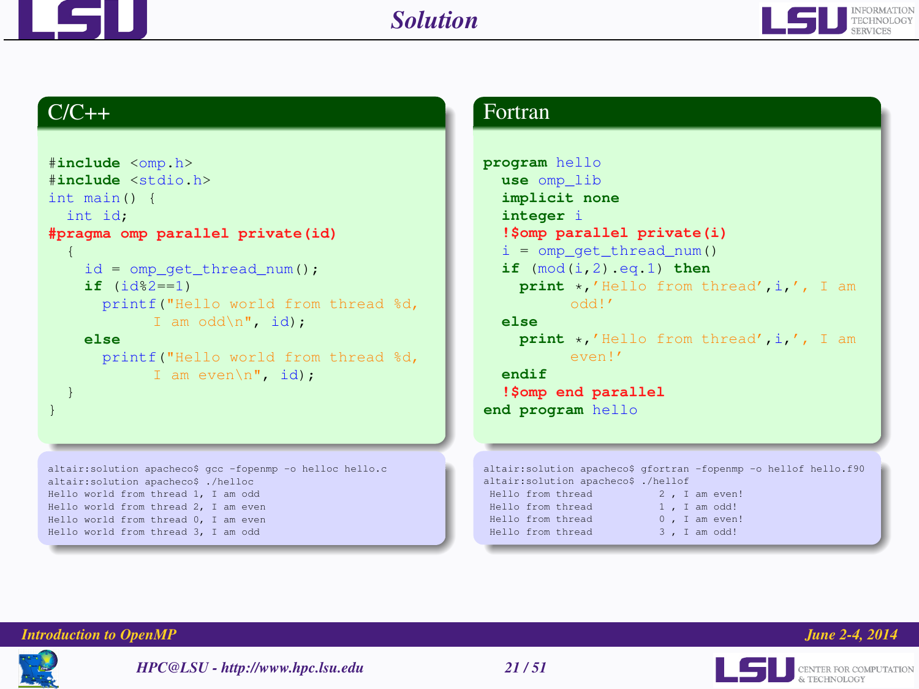# Solution

## C/C++

```c
#include <omp.h>
#include <stdio.h>
int main() {
  int id;
#pragma omp parallel private(id)
  {
    id = omp_get_thread_num();
    if (id%2==1)
      printf("Hello world from thread %d,
           I am odd\n", id);
    else
      printf("Hello world from thread %d,
           I am even\n", id);
  }
}
```

```
altair:solution apacheco$ gcc -fopenmp -o helloc hello.c
altair:solution apacheco$ ./helloc
Hello world from thread 1, I am odd
Hello world from thread 2, I am even
Hello world from thread 0, I am even
Hello world from thread 3, I am odd
```

## Fortran

```fortran
program hello
  use omp_lib
  implicit none
  integer i
  !$omp parallel private(i)
  i = omp_get_thread_num()
  if (mod(i,2).eq.1) then
    print *,'Hello from thread',i,', I am
         odd!'
  else
    print *,'Hello from thread',i,', I am
         even!'
  endif
  !$omp end parallel
end program hello
```

```
altair:solution apacheco$ gfortran -fopenmp -o hellof hello.f90
altair:solution apacheco$ ./hellof
 Hello from thread           2 , I am even!
 Hello from thread           1 , I am odd!
 Hello from thread           0 , I am even!
 Hello from thread           3 , I am odd!
```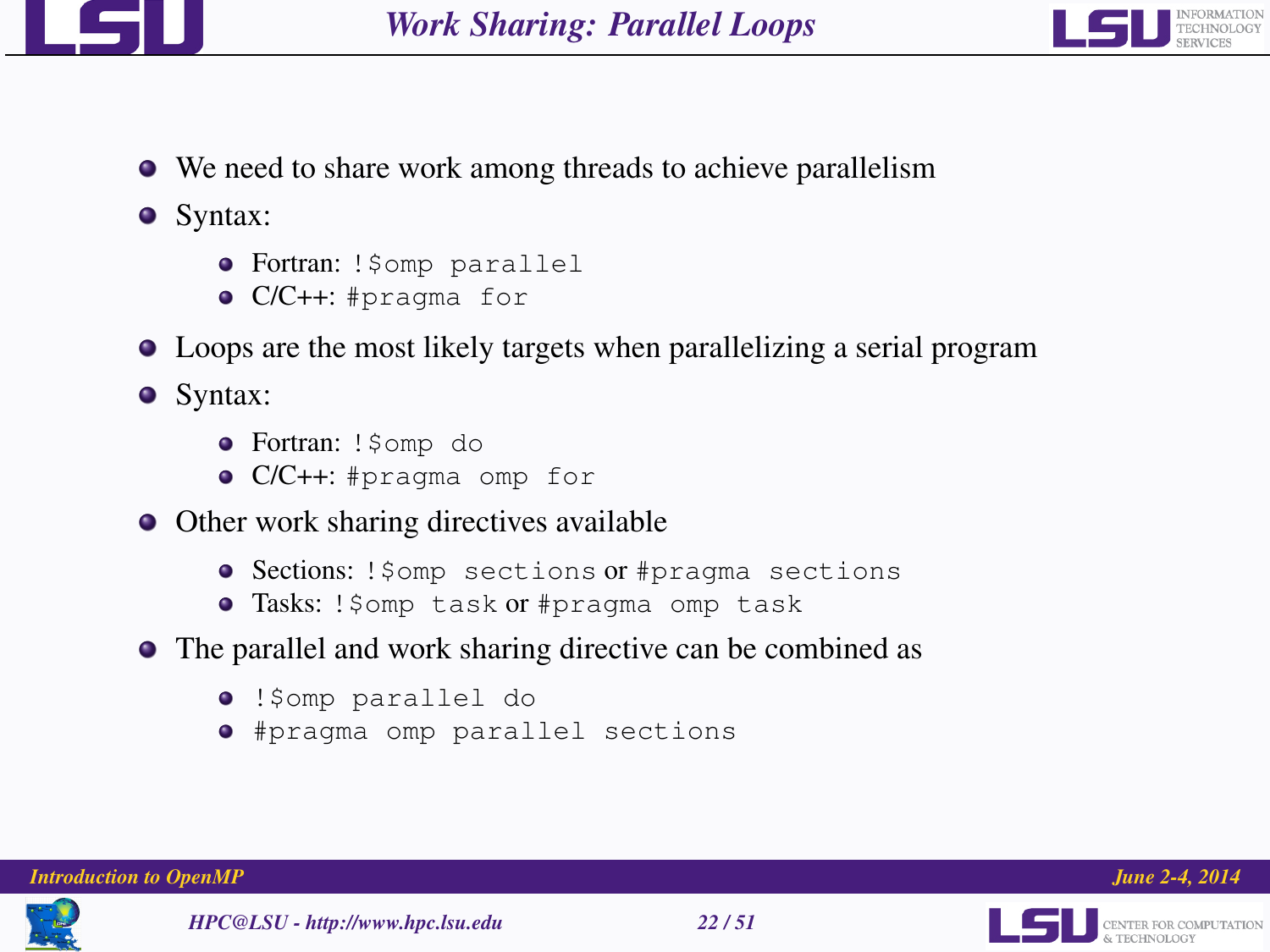# Work Sharing: Parallel Loops

- We need to share work among threads to achieve parallelism
- Syntax:
  - Fortran: `!$omp parallel`
  - C/C++: `#pragma for`
- Loops are the most likely targets when parallelizing a serial program
- Syntax:
  - Fortran: `!$omp do`
  - C/C++: `#pragma omp for`
- Other work sharing directives available
  - Sections: `!$omp sections` or `#pragma sections`
  - Tasks: `!$omp task` or `#pragma omp task`
- The parallel and work sharing directive can be combined as
  - `!$omp parallel do`
  - `#pragma omp parallel sections`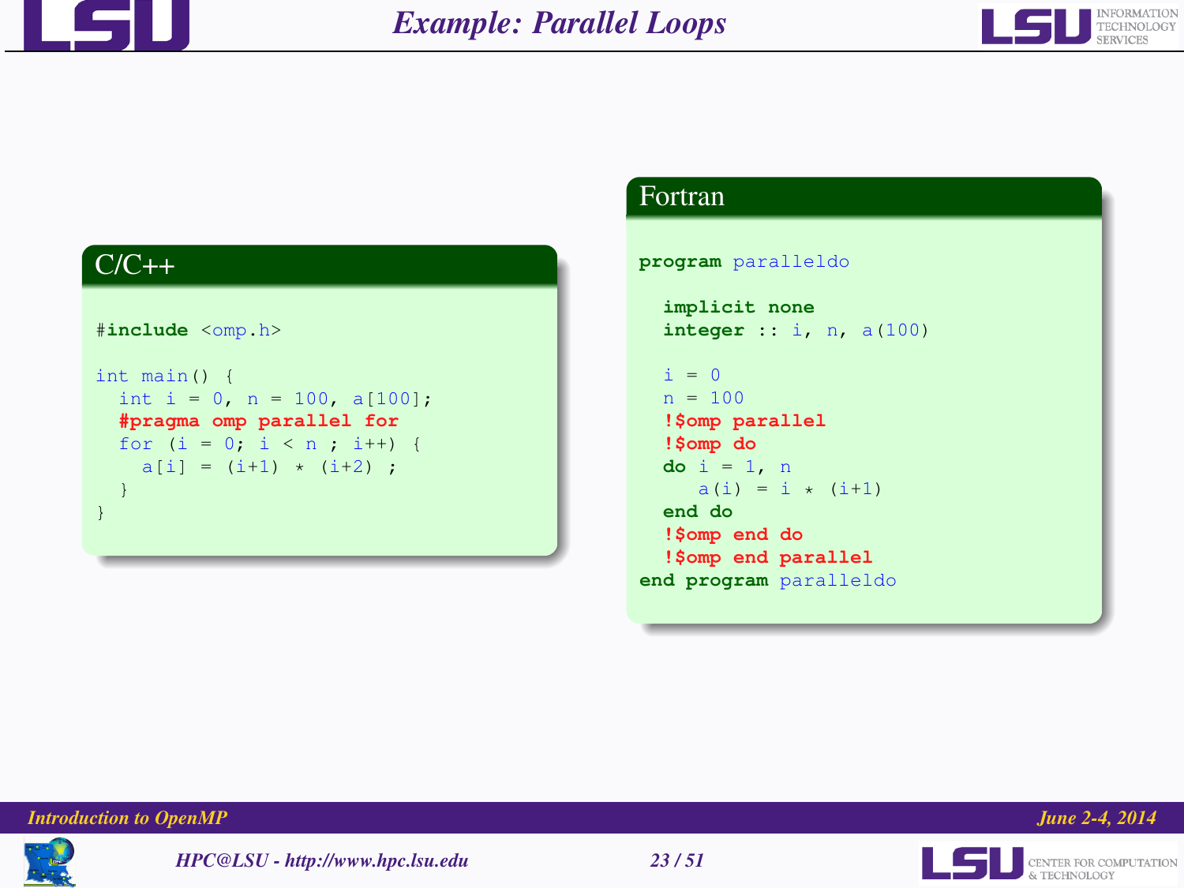# Example: Parallel Loops

## C/C++

```c
#include <omp.h>

int main() {
  int i = 0, n = 100, a[100];
  #pragma omp parallel for
  for (i = 0; i < n ; i++) {
    a[i] = (i+1) * (i+2) ;
  }
}
```

## Fortran

```fortran
program paralleldo

  implicit none
  integer :: i, n, a(100)

  i = 0
  n = 100
  !$omp parallel
  !$omp do
  do i = 1, n
     a(i) = i * (i+1)
  end do
  !$omp end do
  !$omp end parallel
end program paralleldo
```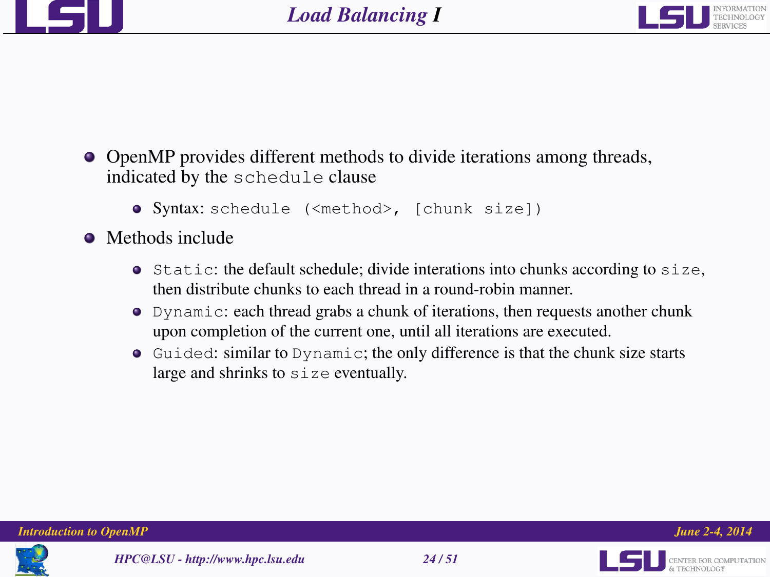# Load Balancing I

- OpenMP provides different methods to divide iterations among threads, indicated by the `schedule` clause
  - Syntax: `schedule (<method>, [chunk size])`
- Methods include
  - `Static`: the default schedule; divide interations into chunks according to `size`, then distribute chunks to each thread in a round-robin manner.
  - `Dynamic`: each thread grabs a chunk of iterations, then requests another chunk upon completion of the current one, until all iterations are executed.
  - `Guided`: similar to `Dynamic`; the only difference is that the chunk size starts large and shrinks to `size` eventually.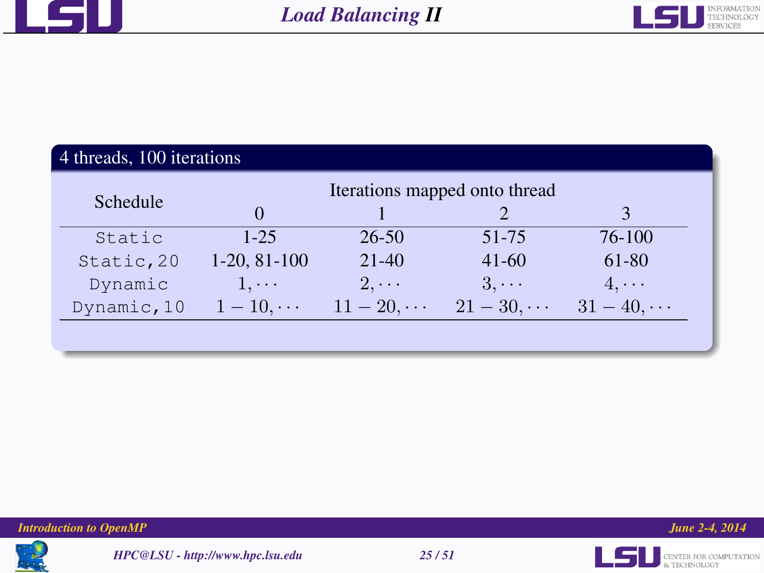# Load Balancing II

**4 threads, 100 iterations**

| Schedule | Iterations mapped onto thread | | | |
|---|---|---|---|---|
| | 0 | 1 | 2 | 3 |
| `Static` | 1-25 | 26-50 | 51-75 | 76-100 |
| `Static,20` | 1-20, 81-100 | 21-40 | 41-60 | 61-80 |
| `Dynamic` | $1, \cdots$ | $2, \cdots$ | $3, \cdots$ | $4, \cdots$ |
| `Dynamic,10` | $1-10, \cdots$ | $11-20, \cdots$ | $21-30, \cdots$ | $31-40, \cdots$ |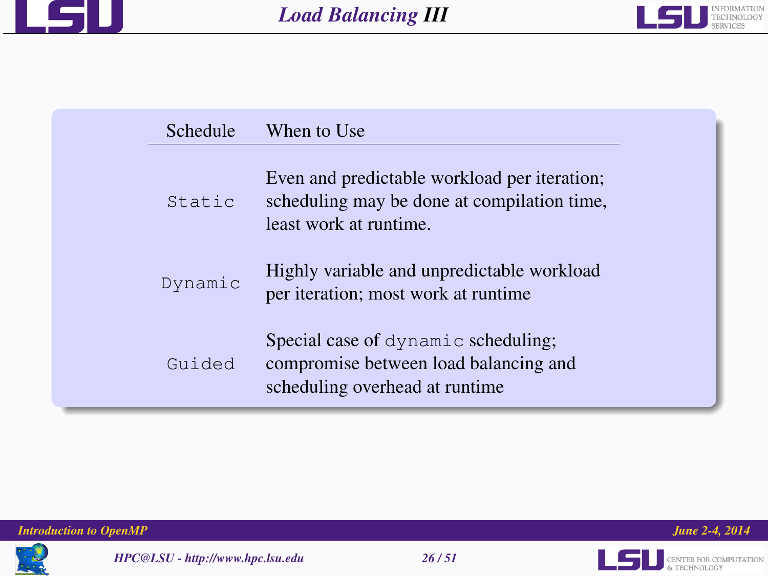# Load Balancing III

| Schedule | When to Use |
|---|---|
| `Static` | Even and predictable workload per iteration; scheduling may be done at compilation time, least work at runtime. |
| `Dynamic` | Highly variable and unpredictable workload per iteration; most work at runtime |
| `Guided` | Special case of `dynamic` scheduling; compromise between load balancing and scheduling overhead at runtime |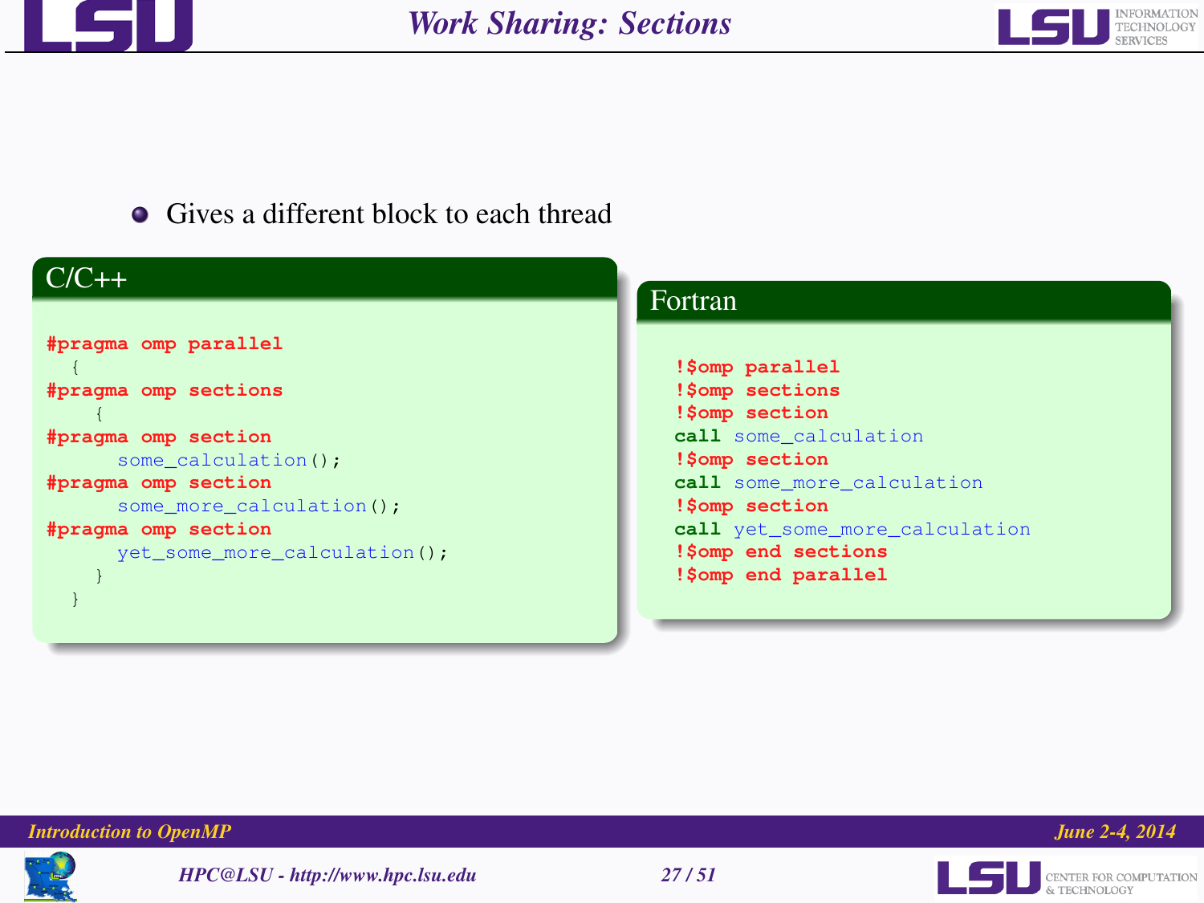# Work Sharing: Sections

- Gives a different block to each thread

**C/C++**

```c
#pragma omp parallel
  {
#pragma omp sections
    {
#pragma omp section
      some_calculation();
#pragma omp section
      some_more_calculation();
#pragma omp section
      yet_some_more_calculation();
    }
  }
```

**Fortran**

```fortran
!$omp parallel
!$omp sections
!$omp section
call some_calculation
!$omp section
call some_more_calculation
!$omp section
call yet_some_more_calculation
!$omp end sections
!$omp end parallel
```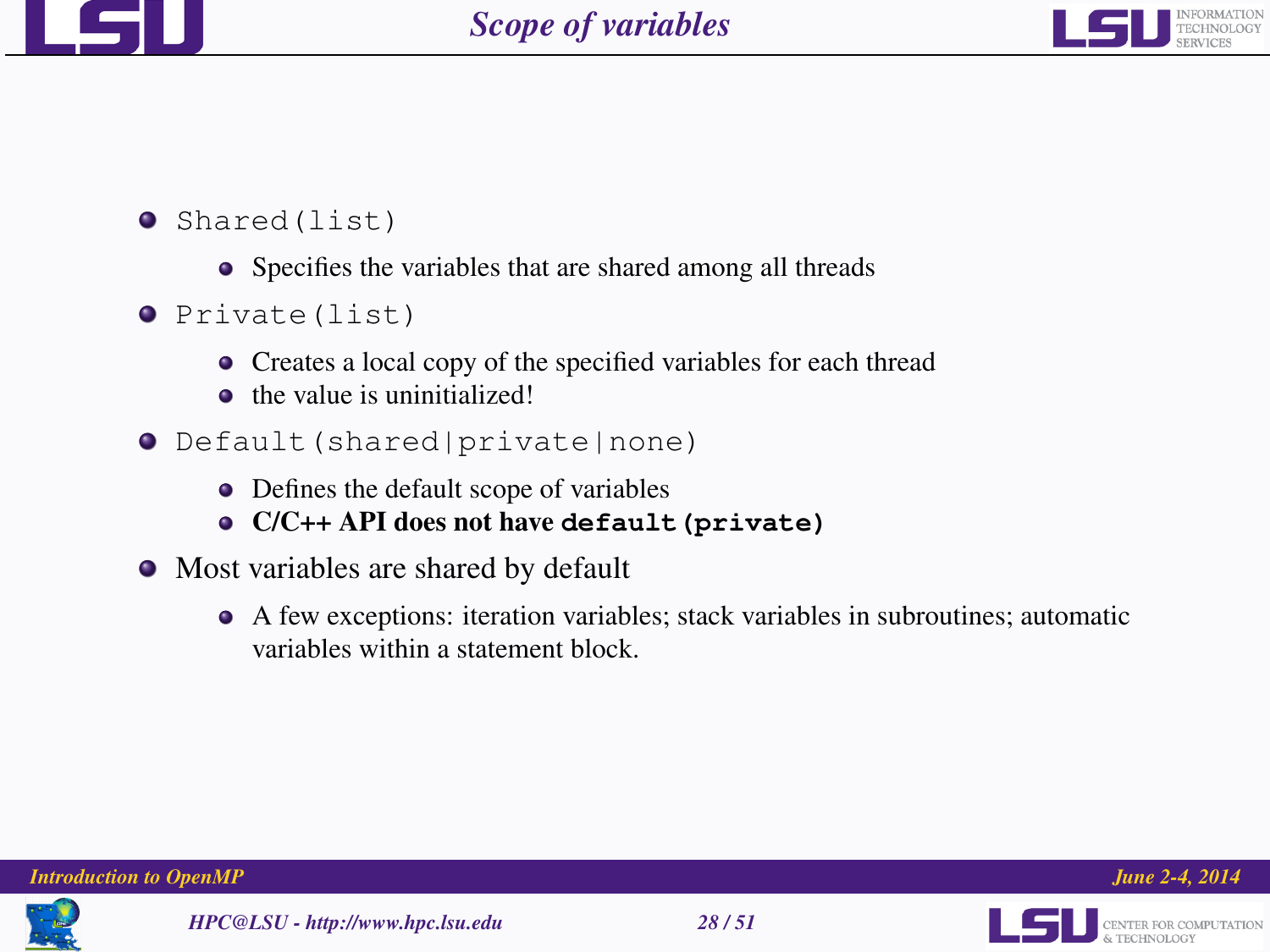# Scope of variables

- `Shared(list)`
  - Specifies the variables that are shared among all threads
- `Private(list)`
  - Creates a local copy of the specified variables for each thread
  - the value is uninitialized!
- `Default(shared|private|none)`
  - Defines the default scope of variables
  - **C/C++ API does not have `default(private)`**
- Most variables are shared by default
  - A few exceptions: iteration variables; stack variables in subroutines; automatic variables within a statement block.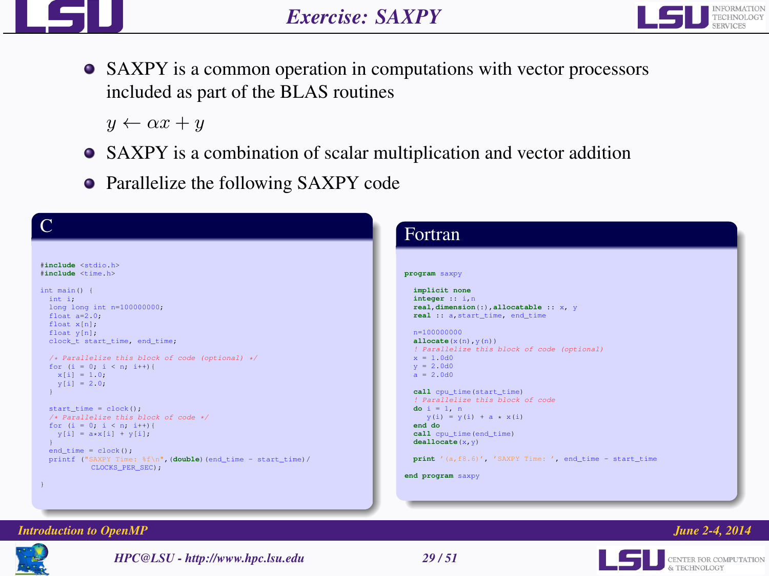# Exercise: SAXPY

- SAXPY is a common operation in computations with vector processors included as part of the BLAS routines

  $y \leftarrow \alpha x + y$

- SAXPY is a combination of scalar multiplication and vector addition
- Parallelize the following SAXPY code

## C

```c
#include <stdio.h>
#include <time.h>

int main() {
  int i;
  long long int n=100000000;
  float a=2.0;
  float x[n];
  float y[n];
  clock_t start_time, end_time;

  /* Parallelize this block of code (optional) */
  for (i = 0; i < n; i++){
    x[i] = 1.0;
    y[i] = 2.0;
  }

  start_time = clock();
  /* Parallelize this block of code */
  for (i = 0; i < n; i++){
    y[i] = a*x[i] + y[i];
  }
  end_time = clock();
  printf ("SAXPY Time: %f\n",(double)(end_time - start_time)/
          CLOCKS_PER_SEC);

}
```

## Fortran

```fortran
program saxpy

  implicit none
  integer :: i,n
  real,dimension(:),allocatable :: x, y
  real :: a,start_time, end_time

  n=100000000
  allocate(x(n),y(n))
  ! Parallelize this block of code (optional)
  x = 1.0d0
  y = 2.0d0
  a = 2.0d0

  call cpu_time(start_time)
  ! Parallelize this block of code
  do i = 1, n
     y(i) = y(i) + a * x(i)
  end do
  call cpu_time(end_time)
  deallocate(x,y)

  print '(a,f8.6)', 'SAXPY Time: ', end_time - start_time

end program saxpy
```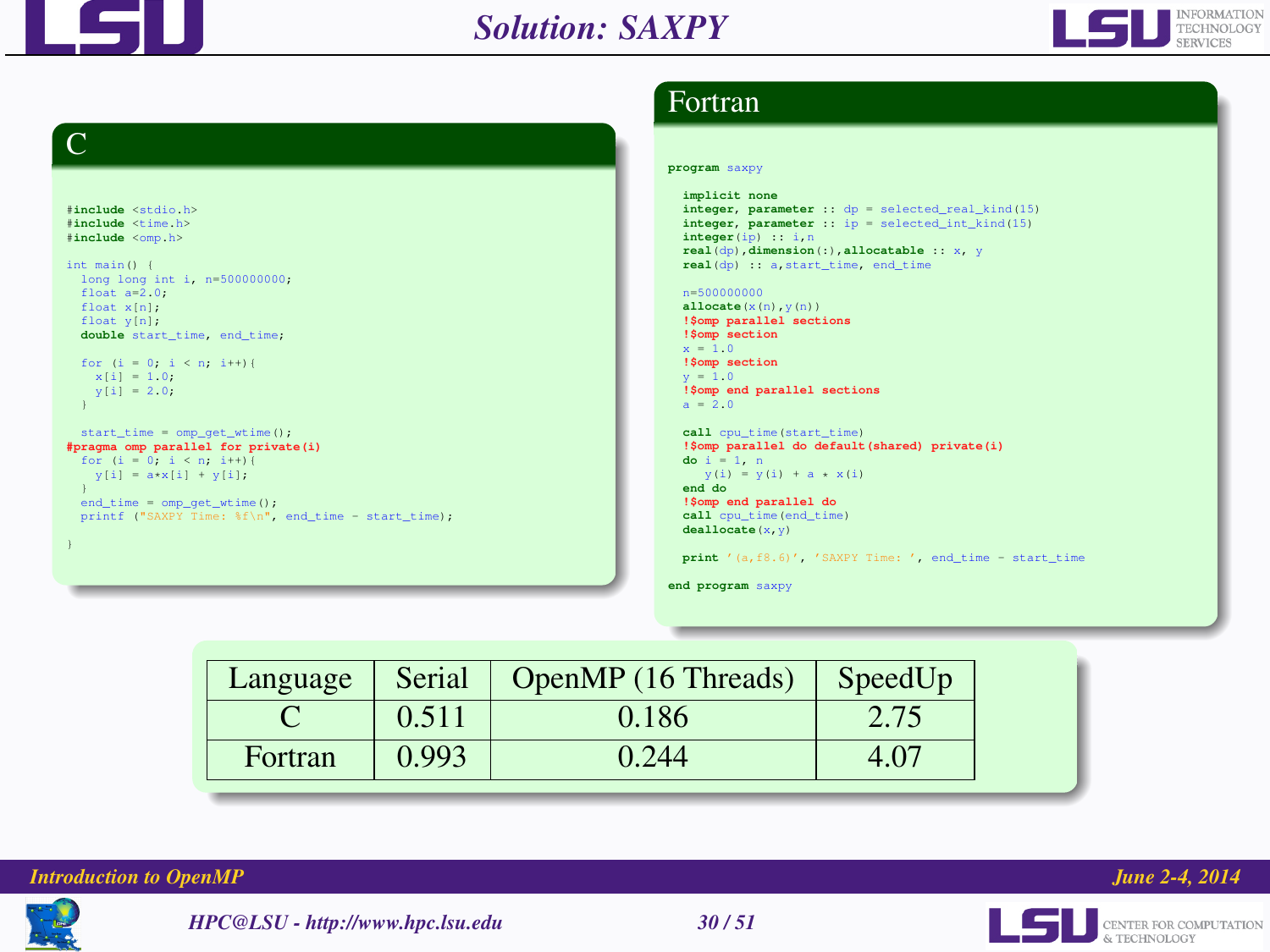# Solution: SAXPY

## C

```c
#include <stdio.h>
#include <time.h>
#include <omp.h>

int main() {
  long long int i, n=500000000;
  float a=2.0;
  float x[n];
  float y[n];
  double start_time, end_time;

  for (i = 0; i < n; i++){
    x[i] = 1.0;
    y[i] = 2.0;
  }

  start_time = omp_get_wtime();
#pragma omp parallel for private(i)
  for (i = 0; i < n; i++){
    y[i] = a*x[i] + y[i];
  }
  end_time = omp_get_wtime();
  printf ("SAXPY Time: %f\n", end_time - start_time);

}
```

## Fortran

```fortran
program saxpy

  implicit none
  integer, parameter :: dp = selected_real_kind(15)
  integer, parameter :: ip = selected_int_kind(15)
  integer(ip) :: i,n
  real(dp),dimension(:),allocatable :: x, y
  real(dp) :: a,start_time, end_time

  n=500000000
  allocate(x(n),y(n))
  !$omp parallel sections
  !$omp section
  x = 1.0
  !$omp section
  y = 1.0
  !$omp end parallel sections
  a = 2.0

  call cpu_time(start_time)
  !$omp parallel do default(shared) private(i)
  do i = 1, n
     y(i) = y(i) + a * x(i)
  end do
  !$omp end parallel do
  call cpu_time(end_time)
  deallocate(x,y)

  print '(a,f8.6)', 'SAXPY Time: ', end_time - start_time

end program saxpy
```

| Language | Serial | OpenMP (16 Threads) | SpeedUp |
|---|---|---|---|
| C | 0.511 | 0.186 | 2.75 |
| Fortran | 0.993 | 0.244 | 4.07 |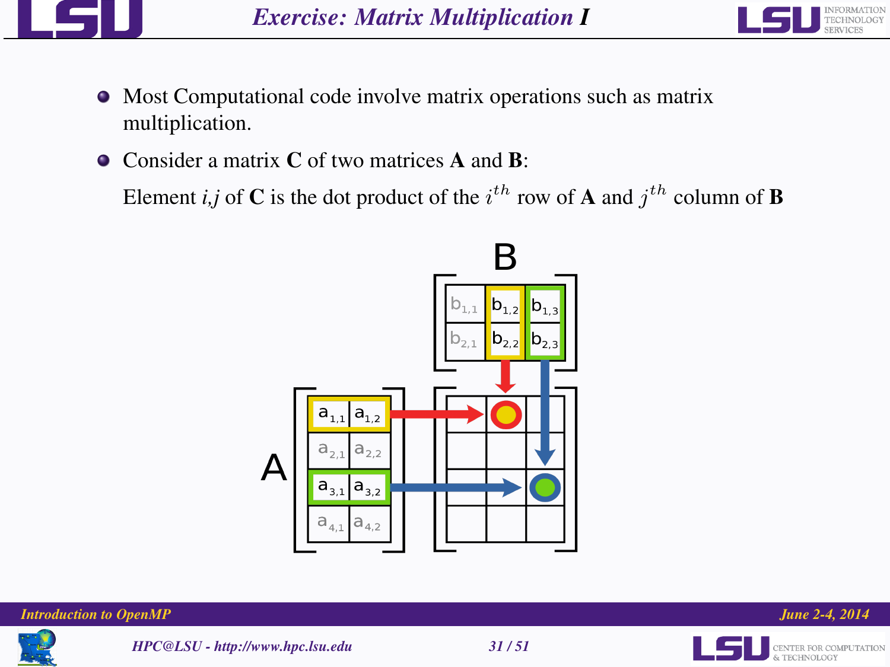# Exercise: Matrix Multiplication I

- Most Computational code involve matrix operations such as matrix multiplication.
- Consider a matrix **C** of two matrices **A** and **B**:

  Element *i,j* of **C** is the dot product of the $i^{th}$ row of **A** and $j^{th}$ column of **B**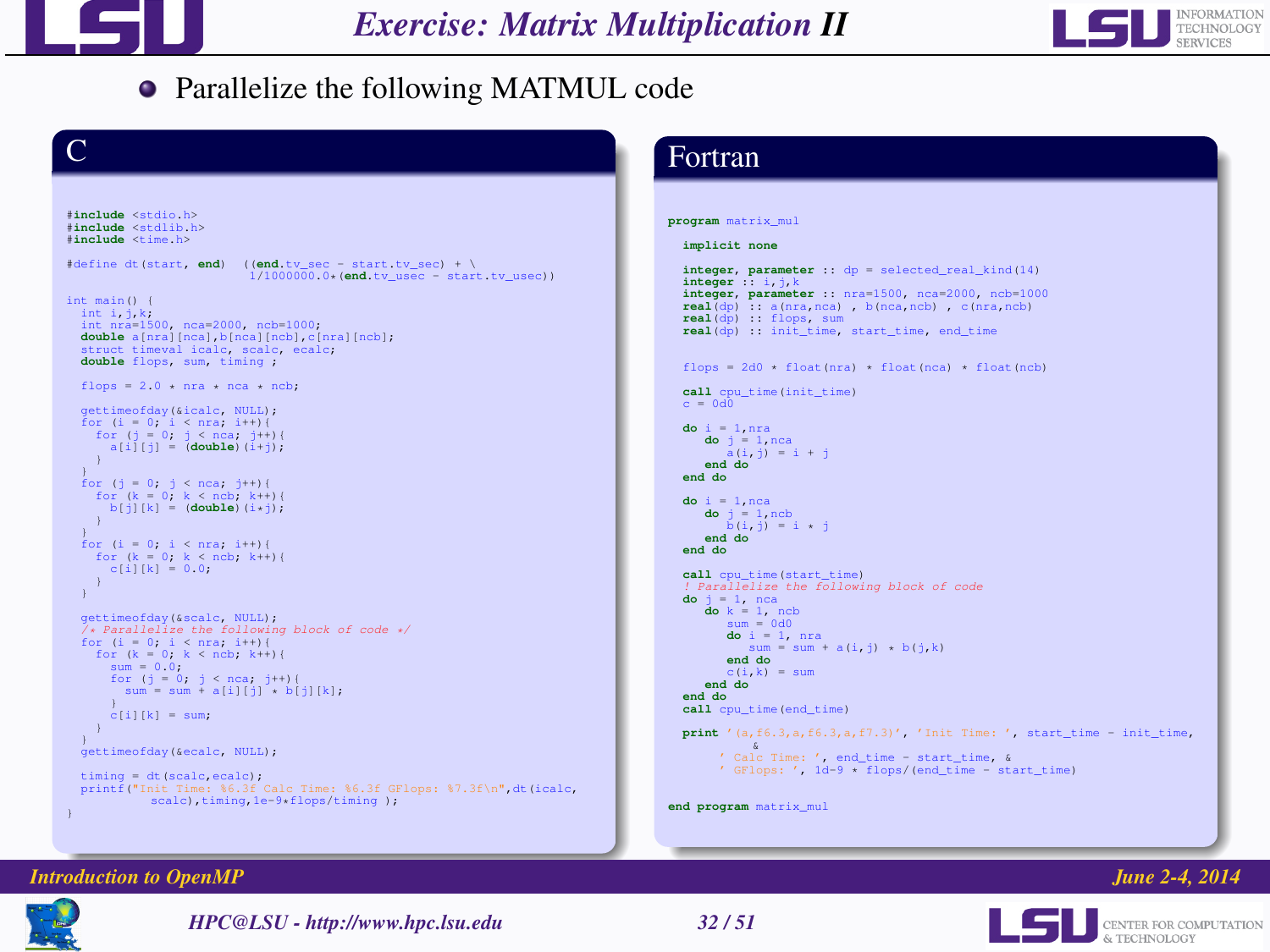# Exercise: Matrix Multiplication II

- Parallelize the following MATMUL code

## C

```c
#include <stdio.h>
#include <stdlib.h>
#include <time.h>

#define dt(start, end)  ((end.tv_sec - start.tv_sec) + \
                          1/1000000.0*(end.tv_usec - start.tv_usec))

int main() {
  int i,j,k;
  int nra=1500, nca=2000, ncb=1000;
  double a[nra][nca],b[nca][ncb],c[nra][ncb];
  struct timeval icalc, scalc, ecalc;
  double flops, sum, timing ;

  flops = 2.0 * nra * nca * ncb;

  gettimeofday(&icalc, NULL);
  for (i = 0; i < nra; i++){
    for (j = 0; j < nca; j++){
      a[i][j] = (double)(i+j);
    }
  }
  for (j = 0; j < nca; j++){
    for (k = 0; k < ncb; k++){
      b[j][k] = (double)(i*j);
    }
  }
  for (i = 0; i < nra; i++){
    for (k = 0; k < ncb; k++){
      c[i][k] = 0.0;
    }
  }

  gettimeofday(&scalc, NULL);
  /* Parallelize the following block of code */
  for (i = 0; i < nra; i++){
    for (k = 0; k < ncb; k++){
      sum = 0.0;
      for (j = 0; j < nca; j++){
        sum = sum + a[i][j] * b[j][k];
      }
      c[i][k] = sum;
    }
  }
  gettimeofday(&ecalc, NULL);

  timing = dt(scalc,ecalc);
  printf("Init Time: %6.3f Calc Time: %6.3f GFlops: %7.3f\n",dt(icalc,
          scalc),timing,1e-9*flops/timing );
}
```

## Fortran

```fortran
program matrix_mul

  implicit none

  integer, parameter :: dp = selected_real_kind(14)
  integer :: i,j,k
  integer, parameter :: nra=1500, nca=2000, ncb=1000
  real(dp) :: a(nra,nca) , b(nca,ncb) , c(nra,ncb)
  real(dp) :: flops, sum
  real(dp) :: init_time, start_time, end_time


  flops = 2d0 * float(nra) * float(nca) * float(ncb)

  call cpu_time(init_time)
  c = 0d0

  do i = 1,nra
     do j = 1,nca
        a(i,j) = i + j
     end do
  end do

  do i = 1,nca
     do j = 1,ncb
        b(i,j) = i * j
     end do
  end do

  call cpu_time(start_time)
  ! Parallelize the following block of code
  do j = 1, nca
     do k = 1, ncb
        sum = 0d0
        do i = 1, nra
           sum = sum + a(i,j) * b(j,k)
        end do
        c(i,k) = sum
     end do
  end do
  call cpu_time(end_time)

  print '(a,f6.3,a,f6.3,a,f7.3)', 'Init Time: ', start_time - init_time,
        &
       ' Calc Time: ', end_time - start_time, &
       ' GFlops: ', 1d-9 * flops/(end_time - start_time)


end program matrix_mul
```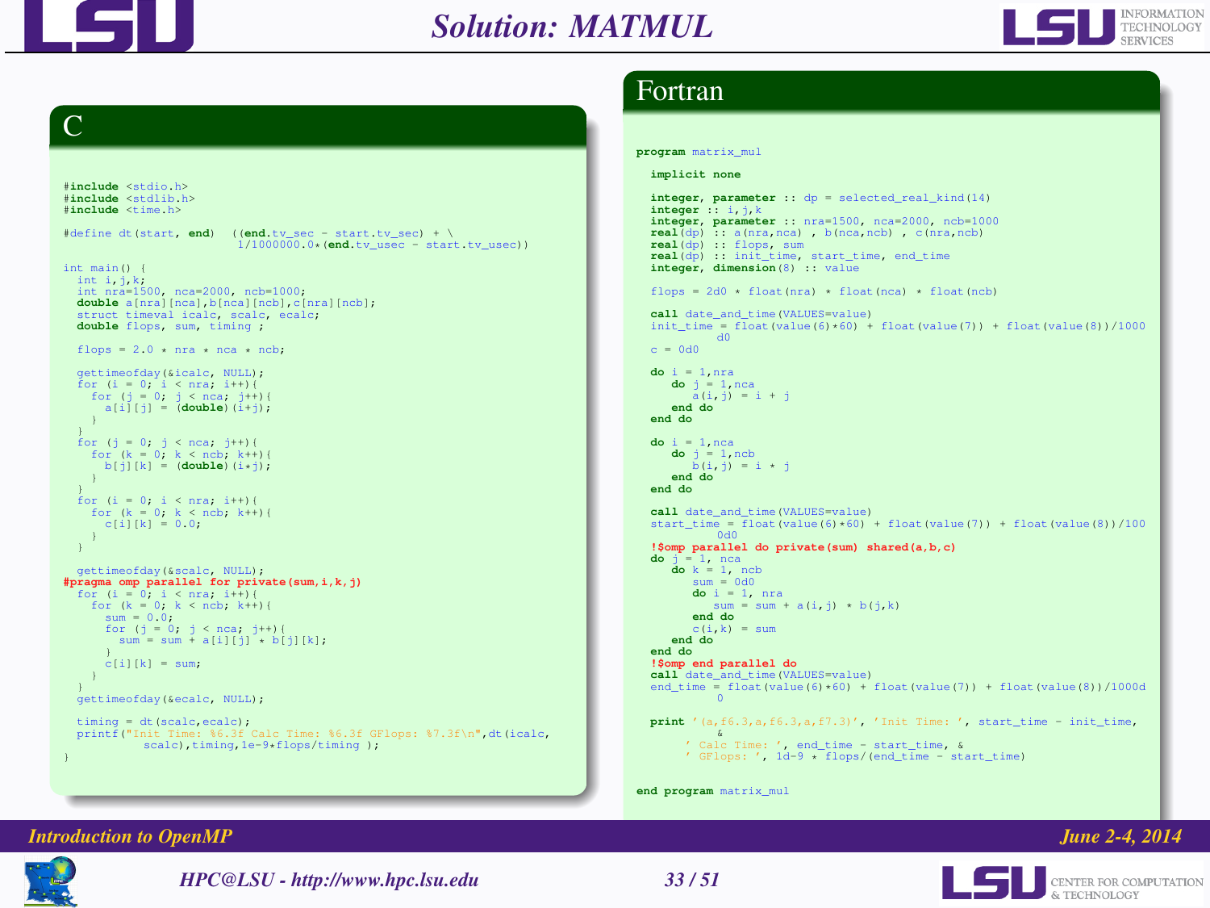# Solution: MATMUL

## C

```c
#include <stdio.h>
#include <stdlib.h>
#include <time.h>

#define dt(start, end)  ((end.tv_sec - start.tv_sec) + \
                         1/1000000.0*(end.tv_usec - start.tv_usec))

int main() {
  int i,j,k;
  int nra=1500, nca=2000, ncb=1000;
  double a[nra][nca],b[nca][ncb],c[nra][ncb];
  struct timeval icalc, scalc, ecalc;
  double flops, sum, timing ;

  flops = 2.0 * nra * nca * ncb;

  gettimeofday(&icalc, NULL);
  for (i = 0; i < nra; i++){
    for (j = 0; j < nca; j++){
      a[i][j] = (double)(i+j);
    }
  }
  for (j = 0; j < nca; j++){
    for (k = 0; k < ncb; k++){
      b[j][k] = (double)(i*j);
    }
  }
  for (i = 0; i < nra; i++){
    for (k = 0; k < ncb; k++){
      c[i][k] = 0.0;
    }
  }

  gettimeofday(&scalc, NULL);
#pragma omp parallel for private(sum,i,k,j)
  for (i = 0; i < nra; i++){
    for (k = 0; k < ncb; k++){
      sum = 0.0;
      for (j = 0; j < nca; j++){
        sum = sum + a[i][j] * b[j][k];
      }
      c[i][k] = sum;
    }
  }
  gettimeofday(&ecalc, NULL);

  timing = dt(scalc,ecalc);
  printf("Init Time: %6.3f Calc Time: %6.3f GFlops: %7.3f\n",dt(icalc,
          scalc),timing,1e-9*flops/timing );
}
```

## Fortran

```fortran
program matrix_mul

  implicit none

  integer, parameter :: dp = selected_real_kind(14)
  integer :: i,j,k
  integer, parameter :: nra=1500, nca=2000, ncb=1000
  real(dp) :: a(nra,nca) , b(nca,ncb) , c(nra,ncb)
  real(dp) :: flops, sum
  real(dp) :: init_time, start_time, end_time
  integer, dimension(8) :: value

  flops = 2d0 * float(nra) * float(nca) * float(ncb)

  call date_and_time(VALUES=value)
  init_time = float(value(6)*60) + float(value(7)) + float(value(8))/1000
       d0
  c = 0d0

  do i = 1,nra
     do j = 1,nca
        a(i,j) = i + j
     end do
  end do

  do i = 1,nca
     do j = 1,ncb
        b(i,j) = i * j
     end do
  end do

  call date_and_time(VALUES=value)
  start_time = float(value(6)*60) + float(value(7)) + float(value(8))/100
       0d0
  !$omp parallel do private(sum) shared(a,b,c)
  do j = 1, nca
     do k = 1, ncb
        sum = 0d0
        do i = 1, nra
           sum = sum + a(i,j) * b(j,k)
        end do
        c(i,k) = sum
     end do
  end do
  !$omp end parallel do
  call date_and_time(VALUES=value)
  end_time = float(value(6)*60) + float(value(7)) + float(value(8))/1000d
       0

  print '(a,f6.3,a,f6.3,a,f7.3)', 'Init Time: ', start_time - init_time,
       &
       ' Calc Time: ', end_time - start_time, &
       ' GFlops: ', 1d-9 * flops/(end_time - start_time)

end program matrix_mul
```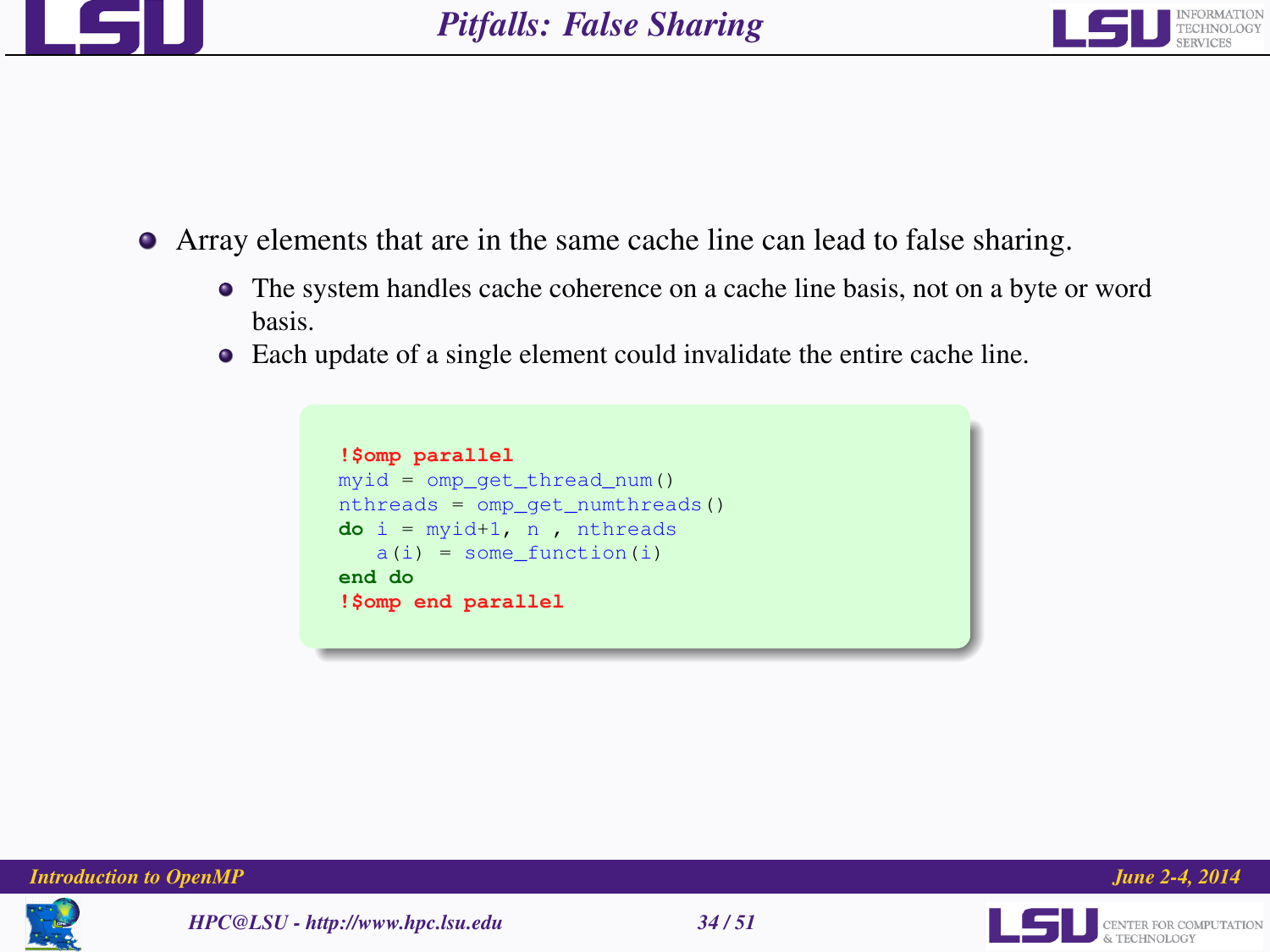# Pitfalls: False Sharing

- Array elements that are in the same cache line can lead to false sharing.
  - The system handles cache coherence on a cache line basis, not on a byte or word basis.
  - Each update of a single element could invalidate the entire cache line.

```
!$omp parallel
myid = omp_get_thread_num()
nthreads = omp_get_numthreads()
do i = myid+1, n , nthreads
   a(i) = some_function(i)
end do
!$omp end parallel
```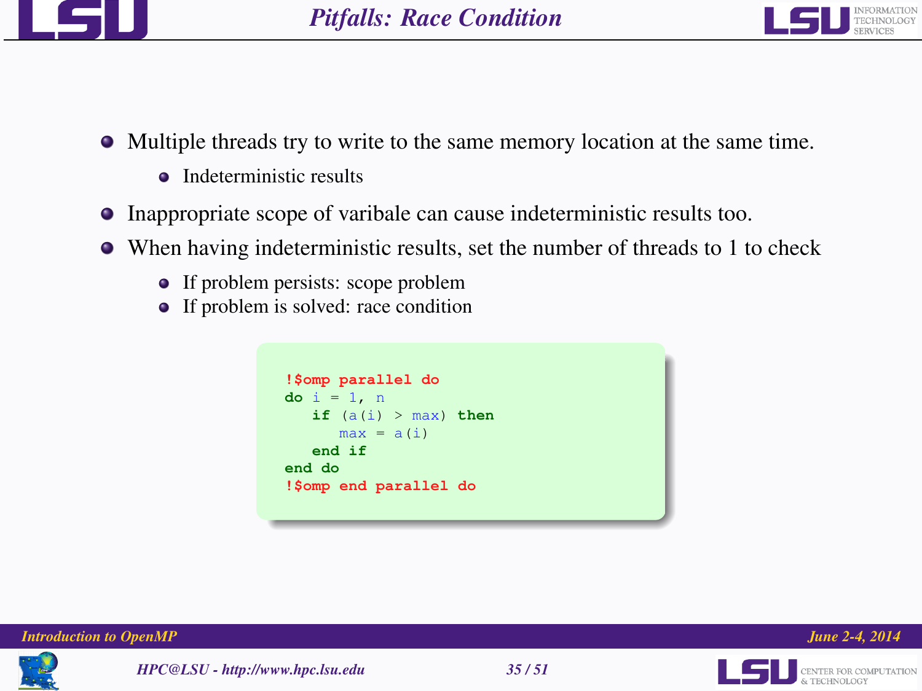# Pitfalls: Race Condition

- Multiple threads try to write to the same memory location at the same time.
  - Indeterministic results
- Inappropriate scope of varibale can cause indeterministic results too.
- When having indeterministic results, set the number of threads to 1 to check
  - If problem persists: scope problem
  - If problem is solved: race condition

```
!$omp parallel do
do i = 1, n
   if (a(i) > max) then
      max = a(i)
   end if
end do
!$omp end parallel do
```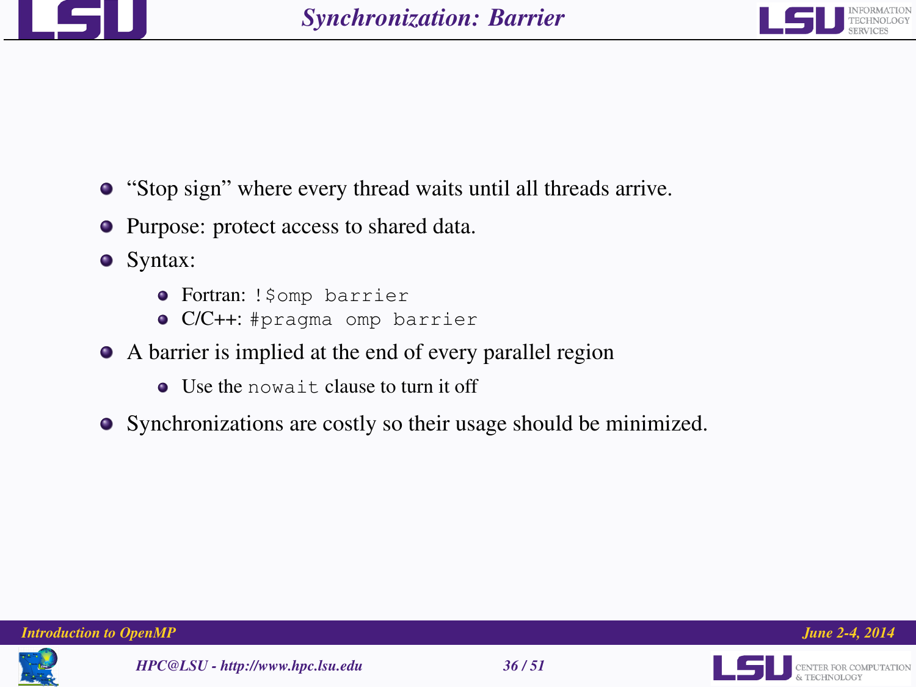# Synchronization: Barrier

- “Stop sign” where every thread waits until all threads arrive.
- Purpose: protect access to shared data.
- Syntax:
  - Fortran: `!$omp barrier`
  - C/C++: `#pragma omp barrier`
- A barrier is implied at the end of every parallel region
  - Use the `nowait` clause to turn it off
- Synchronizations are costly so their usage should be minimized.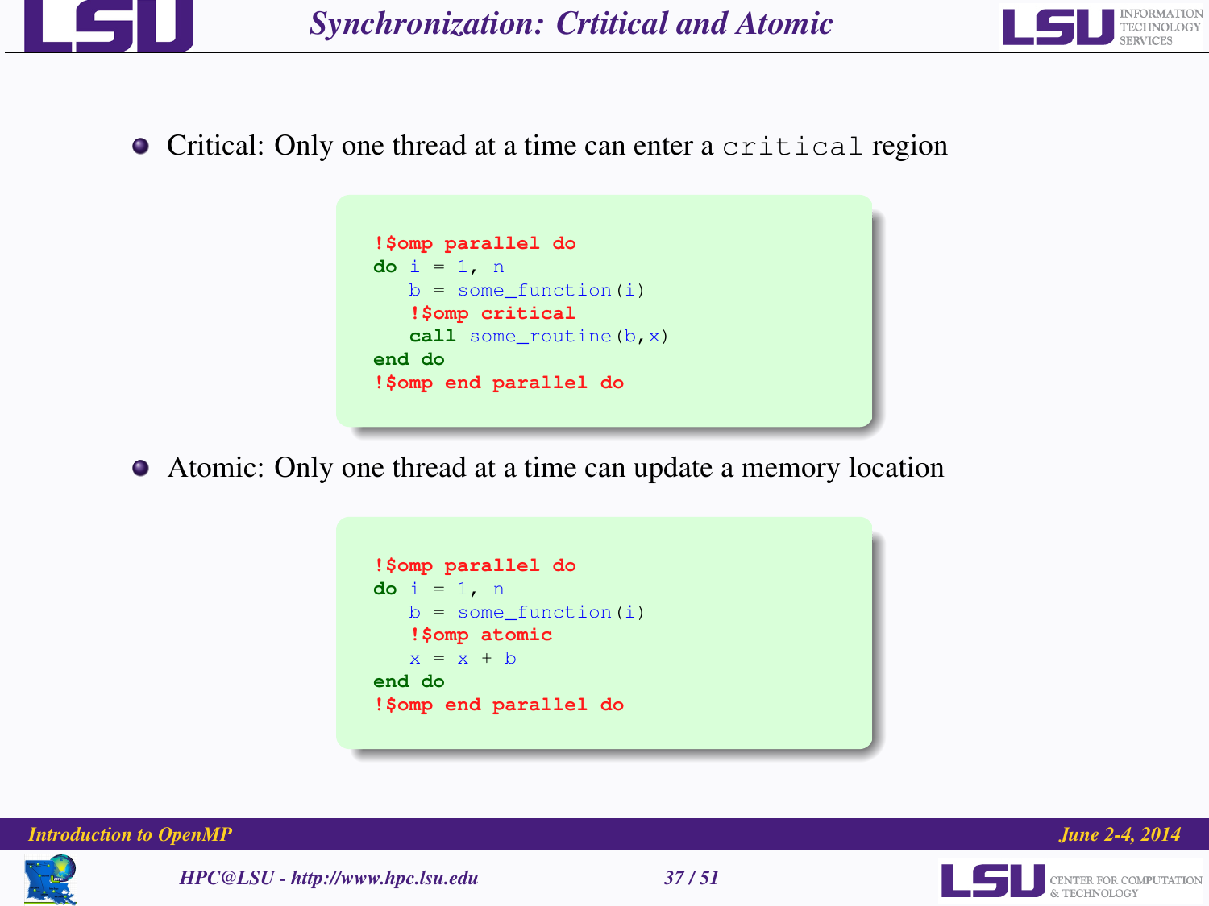# Synchronization: Crtitical and Atomic

- Critical: Only one thread at a time can enter a `critical` region

```
!$omp parallel do
do i = 1, n
   b = some_function(i)
   !$omp critical
   call some_routine(b,x)
end do
!$omp end parallel do
```

- Atomic: Only one thread at a time can update a memory location

```
!$omp parallel do
do i = 1, n
   b = some_function(i)
   !$omp atomic
   x = x + b
end do
!$omp end parallel do
```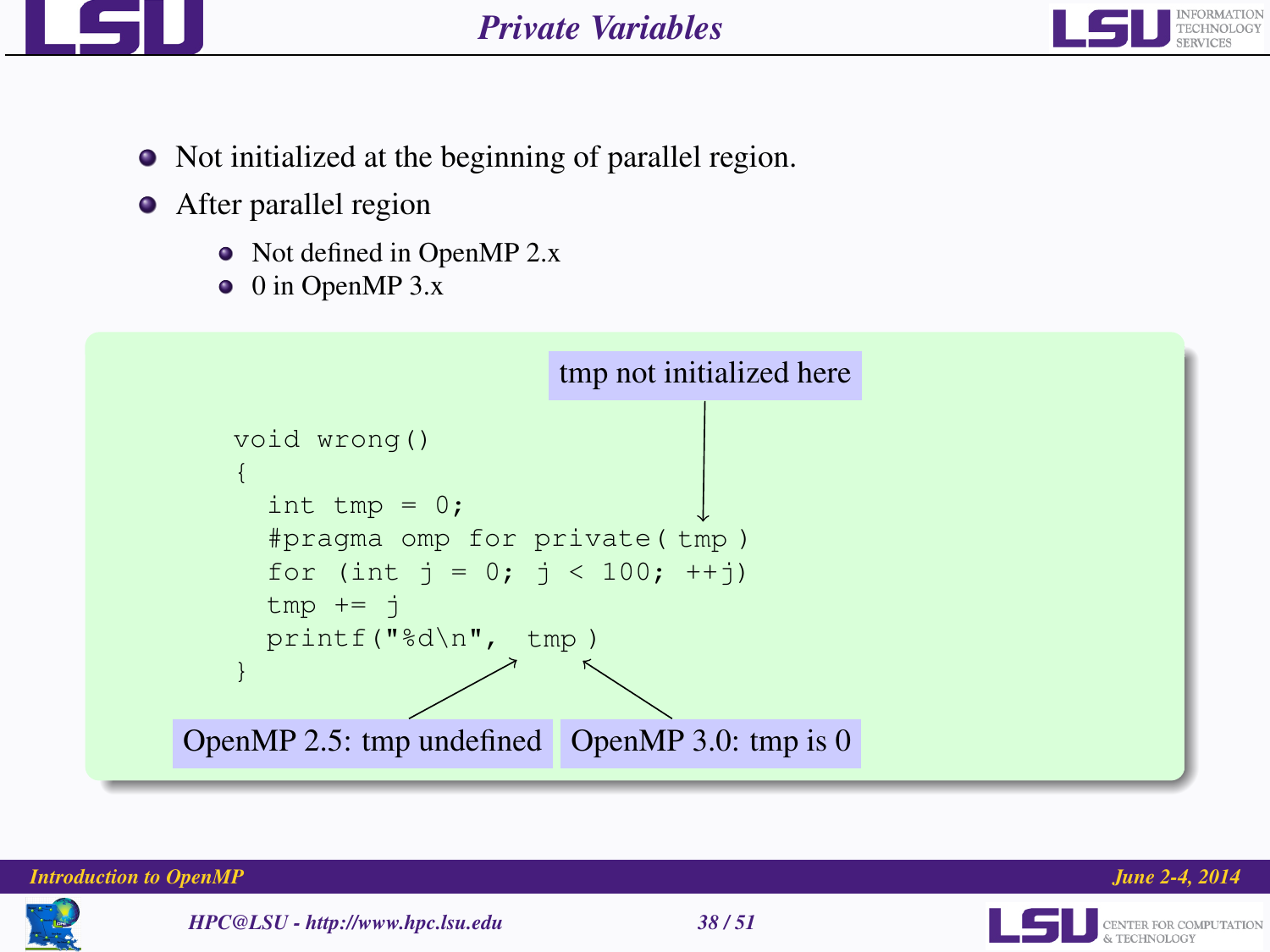# Private Variables

- Not initialized at the beginning of parallel region.
- After parallel region
  - Not defined in OpenMP 2.x
  - 0 in OpenMP 3.x

tmp not initialized here

```
void wrong()
{
  int tmp = 0;
  #pragma omp for private( tmp )
  for (int j = 0; j < 100; ++j)
  tmp += j
  printf("%d\n", tmp )
}
```

OpenMP 2.5: tmp undefined

OpenMP 3.0: tmp is 0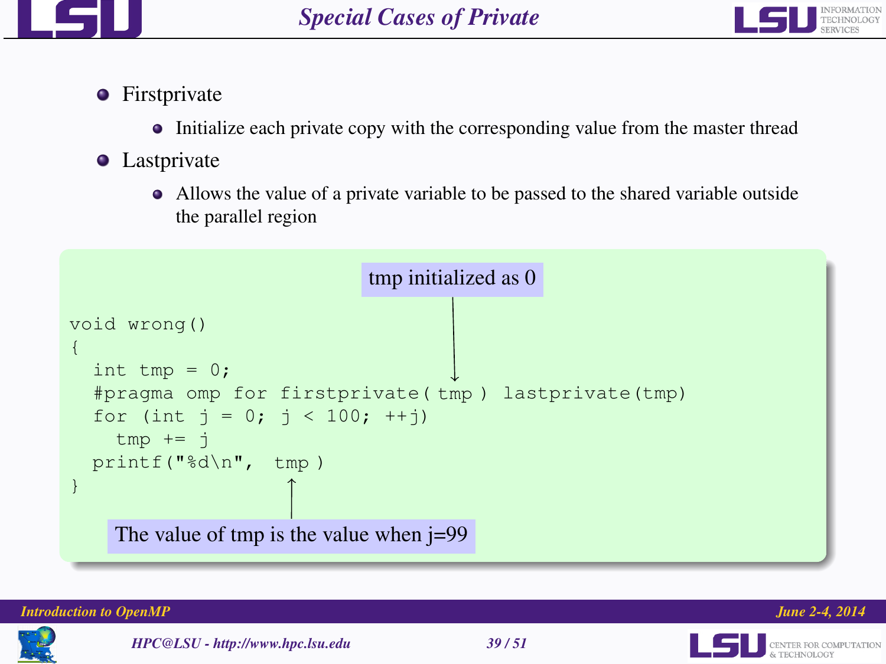# Special Cases of Private

- Firstprivate
  - Initialize each private copy with the corresponding value from the master thread
- Lastprivate
  - Allows the value of a private variable to be passed to the shared variable outside the parallel region

tmp initialized as 0

```
void wrong()
{
  int tmp = 0;
  #pragma omp for firstprivate( tmp ) lastprivate(tmp)
  for (int j = 0; j < 100; ++j)
    tmp += j
  printf("%d\n", tmp )
}
```

The value of tmp is the value when j=99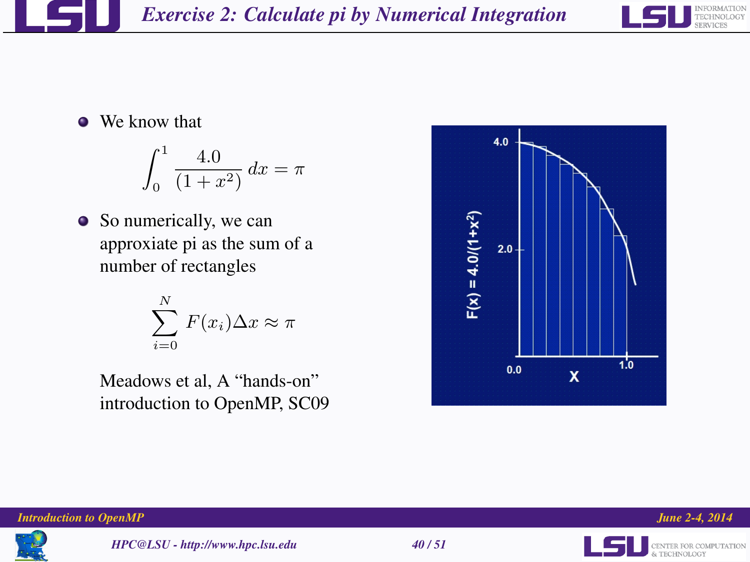# Exercise 2: Calculate pi by Numerical Integration

- We know that

$$\int_0^1 \frac{4.0}{(1+x^2)}\,dx = \pi$$

- So numerically, we can approxiate pi as the sum of a number of rectangles

$$\sum_{i=0}^{N} F(x_i)\Delta x \approx \pi$$

Meadows et al, A “hands-on” introduction to OpenMP, SC09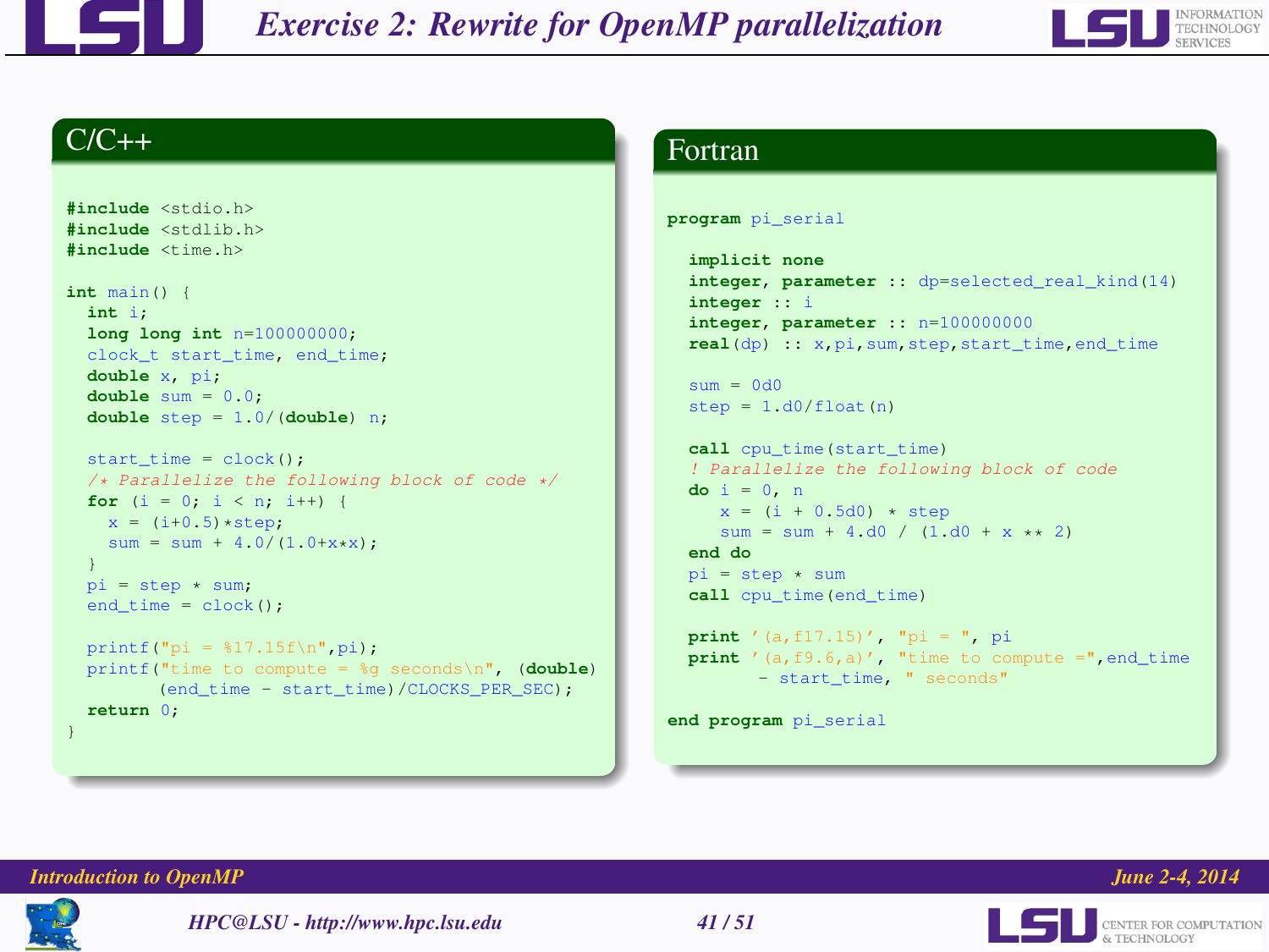# Exercise 2: Rewrite for OpenMP parallelization

## C/C++

```c
#include <stdio.h>
#include <stdlib.h>
#include <time.h>

int main() {
  int i;
  long long int n=100000000;
  clock_t start_time, end_time;
  double x, pi;
  double sum = 0.0;
  double step = 1.0/(double) n;

  start_time = clock();
  /* Parallelize the following block of code */
  for (i = 0; i < n; i++) {
    x = (i+0.5)*step;
    sum = sum + 4.0/(1.0+x*x);
  }
  pi = step * sum;
  end_time = clock();

  printf("pi = %17.15f\n",pi);
  printf("time to compute = %g seconds\n", (double)
         (end_time - start_time)/CLOCKS_PER_SEC);
  return 0;
}
```

## Fortran

```fortran
program pi_serial

  implicit none
  integer, parameter :: dp=selected_real_kind(14)
  integer :: i
  integer, parameter :: n=100000000
  real(dp) :: x,pi,sum,step,start_time,end_time

  sum = 0d0
  step = 1.d0/float(n)

  call cpu_time(start_time)
  ! Parallelize the following block of code
  do i = 0, n
     x = (i + 0.5d0) * step
     sum = sum + 4.d0 / (1.d0 + x ** 2)
  end do
  pi = step * sum
  call cpu_time(end_time)

  print '(a,f17.15)', "pi = ", pi
  print '(a,f9.6,a)', "time to compute =",end_time
        - start_time, " seconds"

end program pi_serial
```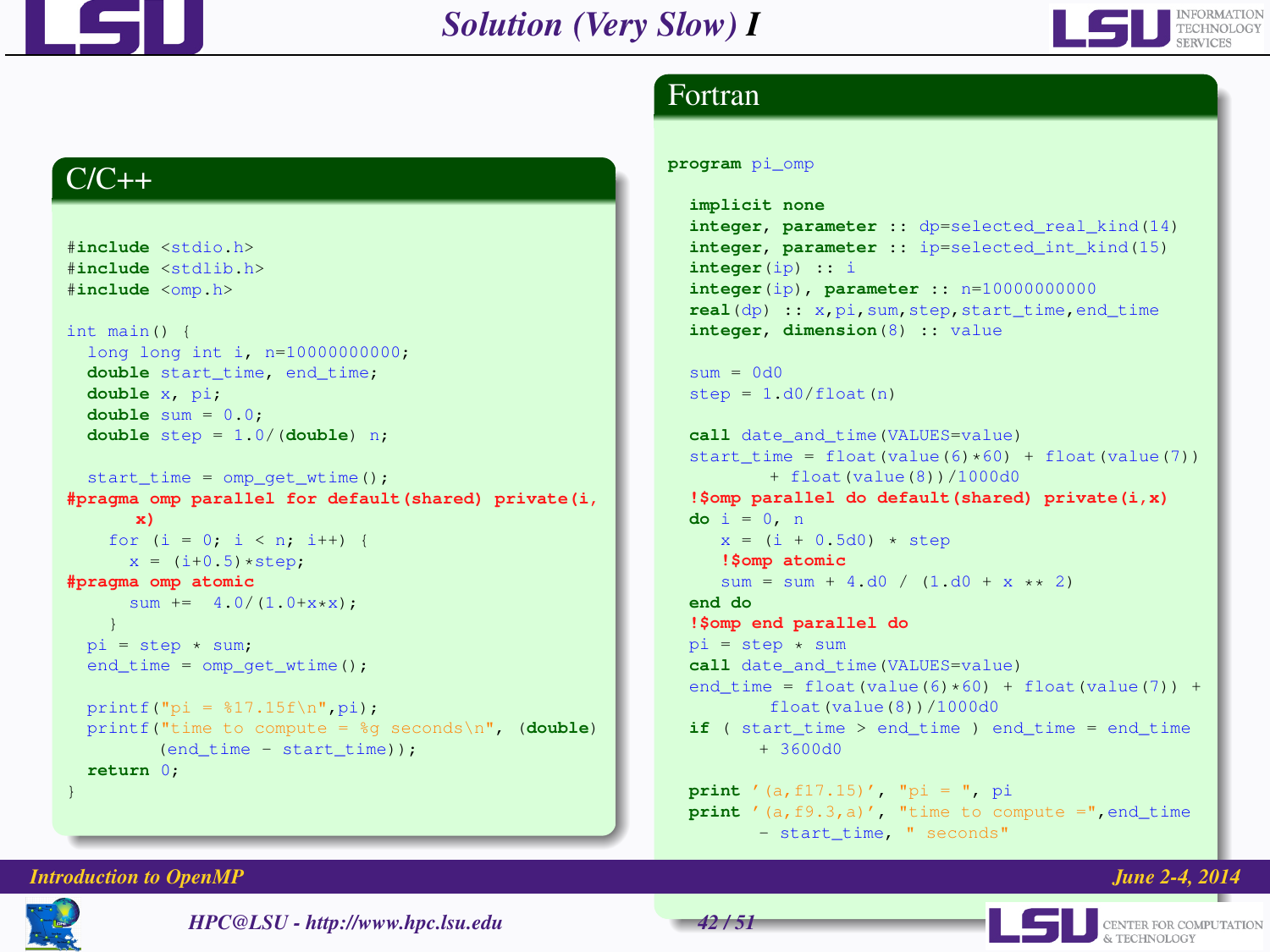# Solution (Very Slow) I

## C/C++

```c
#include <stdio.h>
#include <stdlib.h>
#include <omp.h>

int main() {
  long long int i, n=10000000000;
  double start_time, end_time;
  double x, pi;
  double sum = 0.0;
  double step = 1.0/(double) n;

  start_time = omp_get_wtime();
#pragma omp parallel for default(shared) private(i,
      x)
    for (i = 0; i < n; i++) {
      x = (i+0.5)*step;
#pragma omp atomic
      sum +=  4.0/(1.0+x*x);
    }
  pi = step * sum;
  end_time = omp_get_wtime();

  printf("pi = %17.15f\n",pi);
  printf("time to compute = %g seconds\n", (double)
        (end_time - start_time));
  return 0;
}
```

## Fortran

```fortran
program pi_omp

  implicit none
  integer, parameter :: dp=selected_real_kind(14)
  integer, parameter :: ip=selected_int_kind(15)
  integer(ip) :: i
  integer(ip), parameter :: n=10000000000
  real(dp) :: x,pi,sum,step,start_time,end_time
  integer, dimension(8) :: value

  sum = 0d0
  step = 1.d0/float(n)

  call date_and_time(VALUES=value)
  start_time = float(value(6)*60) + float(value(7))
       + float(value(8))/1000d0
  !$omp parallel do default(shared) private(i,x)
  do i = 0, n
     x = (i + 0.5d0) * step
     !$omp atomic
     sum = sum + 4.d0 / (1.d0 + x ** 2)
  end do
  !$omp end parallel do
  pi = step * sum
  call date_and_time(VALUES=value)
  end_time = float(value(6)*60) + float(value(7)) +
         float(value(8))/1000d0
  if ( start_time > end_time ) end_time = end_time
       + 3600d0

  print '(a,f17.15)', "pi = ", pi
  print '(a,f9.3,a)', "time to compute =",end_time
       - start_time, " seconds"
```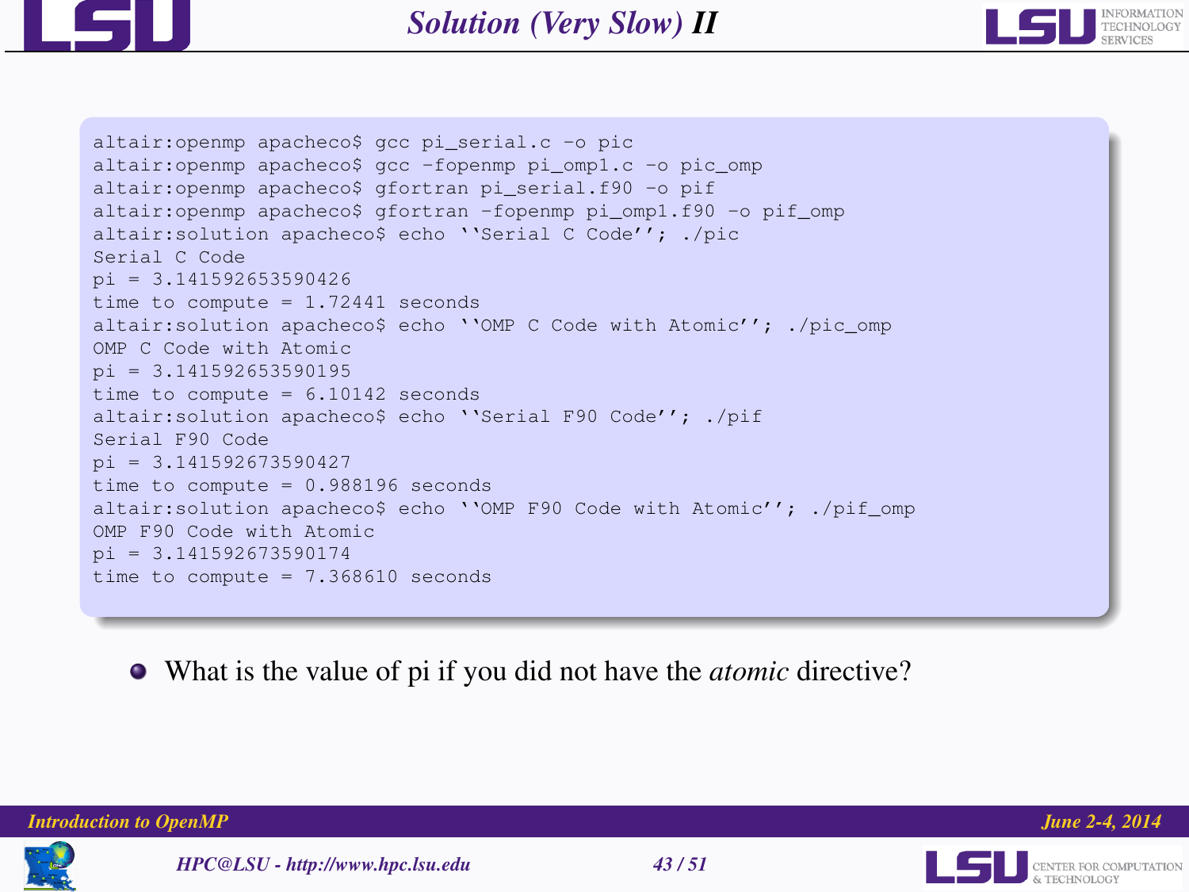# Solution (Very Slow) II

```
altair:openmp apacheco$ gcc pi_serial.c -o pic
altair:openmp apacheco$ gcc -fopenmp pi_omp1.c -o pic_omp
altair:openmp apacheco$ gfortran pi_serial.f90 -o pif
altair:openmp apacheco$ gfortran -fopenmp pi_omp1.f90 -o pif_omp
altair:solution apacheco$ echo ``Serial C Code''; ./pic
Serial C Code
pi = 3.141592653590426
time to compute = 1.72441 seconds
altair:solution apacheco$ echo ``OMP C Code with Atomic''; ./pic_omp
OMP C Code with Atomic
pi = 3.141592653590195
time to compute = 6.10142 seconds
altair:solution apacheco$ echo ``Serial F90 Code''; ./pif
Serial F90 Code
pi = 3.141592673590427
time to compute = 0.988196 seconds
altair:solution apacheco$ echo ``OMP F90 Code with Atomic''; ./pif_omp
OMP F90 Code with Atomic
pi = 3.141592673590174
time to compute = 7.368610 seconds
```

- What is the value of pi if you did not have the *atomic* directive?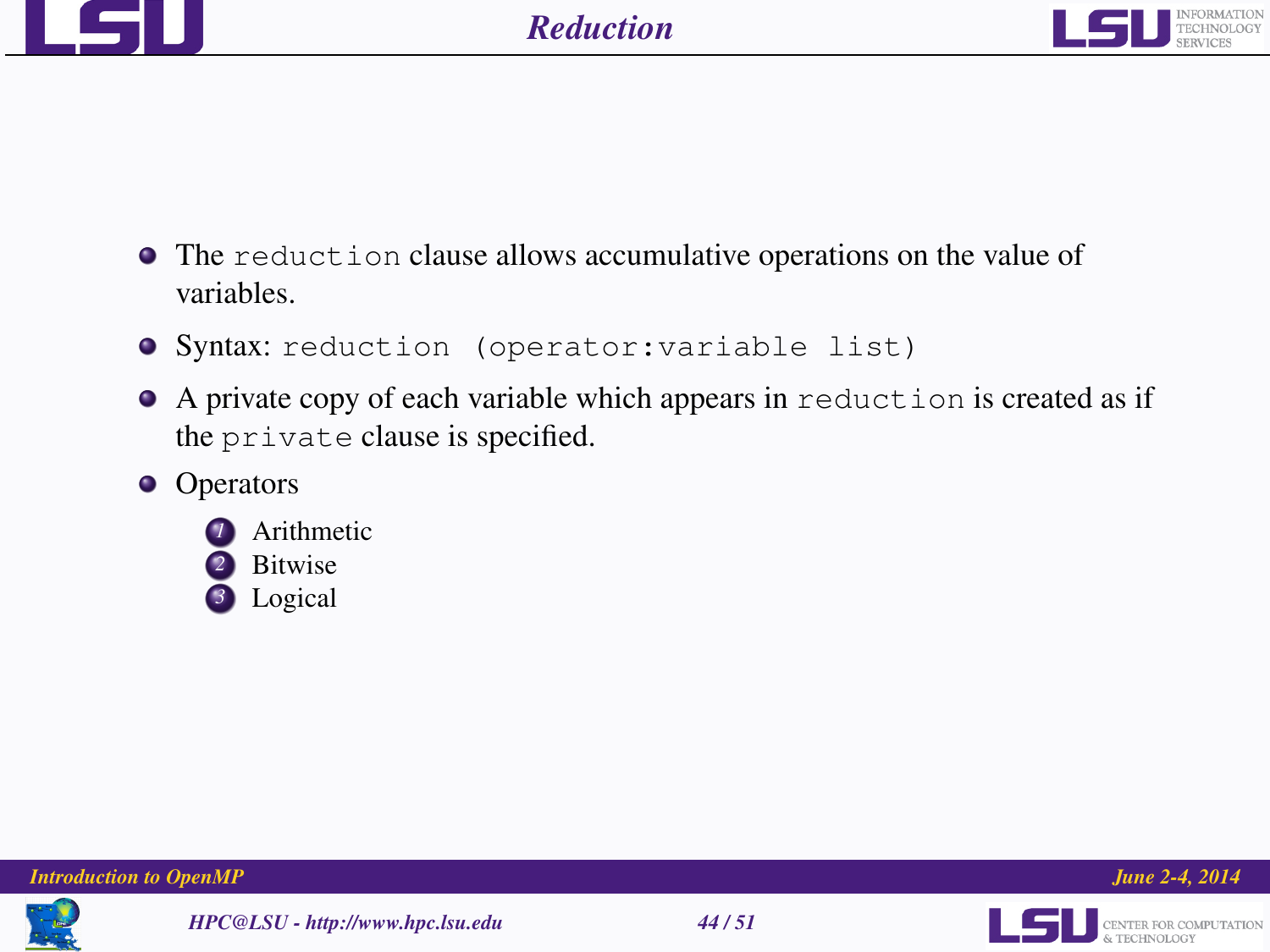# Reduction

- The `reduction` clause allows accumulative operations on the value of variables.
- Syntax: `reduction (operator:variable list)`
- A private copy of each variable which appears in `reduction` is created as if the `private` clause is specified.
- Operators
  1. Arithmetic
  2. Bitwise
  3. Logical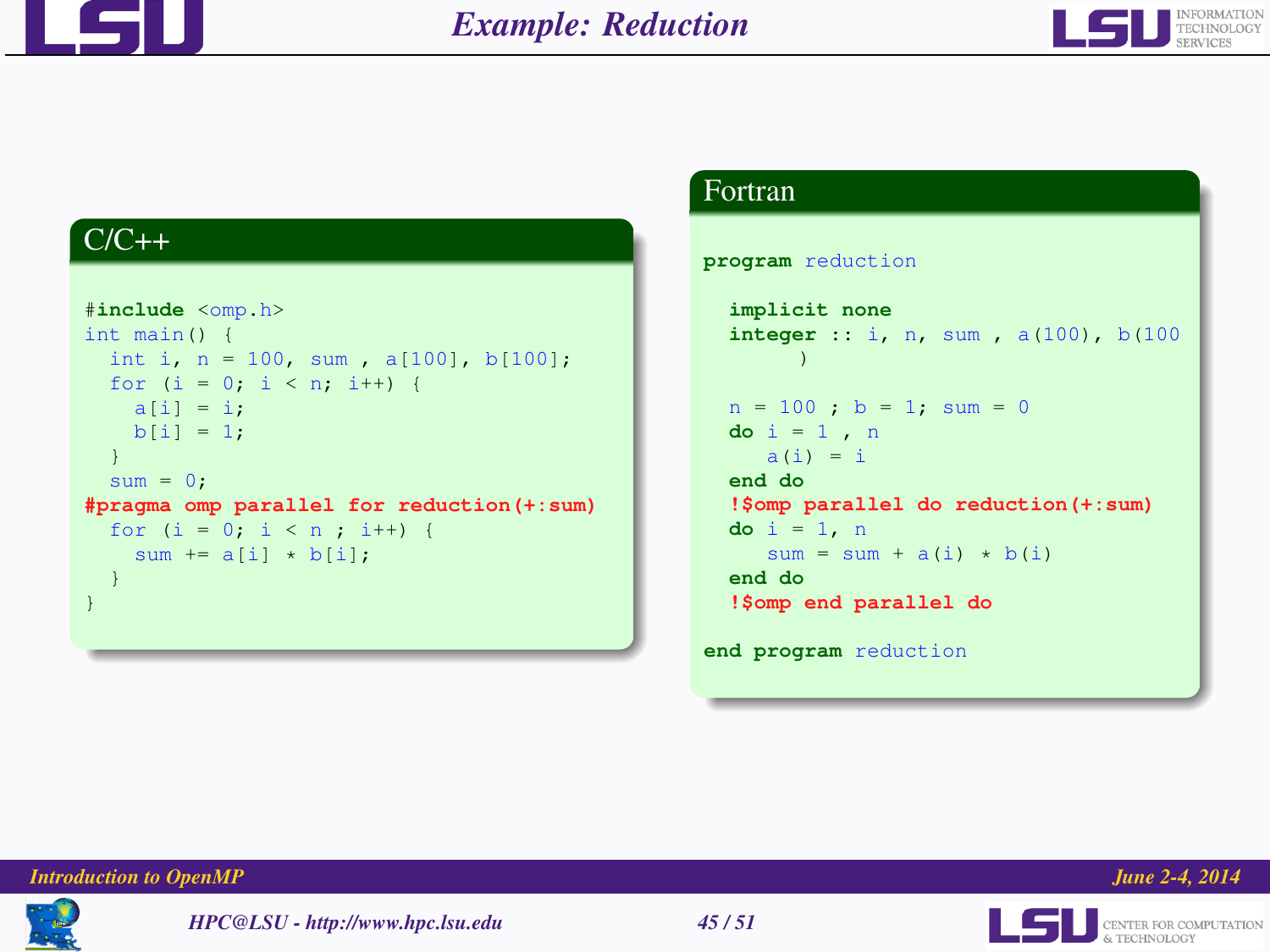# Example: Reduction

## C/C++

```c
#include <omp.h>
int main() {
  int i, n = 100, sum , a[100], b[100];
  for (i = 0; i < n; i++) {
    a[i] = i;
    b[i] = 1;
  }
  sum = 0;
#pragma omp parallel for reduction(+:sum)
  for (i = 0; i < n ; i++) {
    sum += a[i] * b[i];
  }
}
```

## Fortran

```fortran
program reduction

  implicit none
  integer :: i, n, sum , a(100), b(100
       )

  n = 100 ; b = 1; sum = 0
  do i = 1 , n
     a(i) = i
  end do
  !$omp parallel do reduction(+:sum)
  do i = 1, n
     sum = sum + a(i) * b(i)
  end do
  !$omp end parallel do

end program reduction
```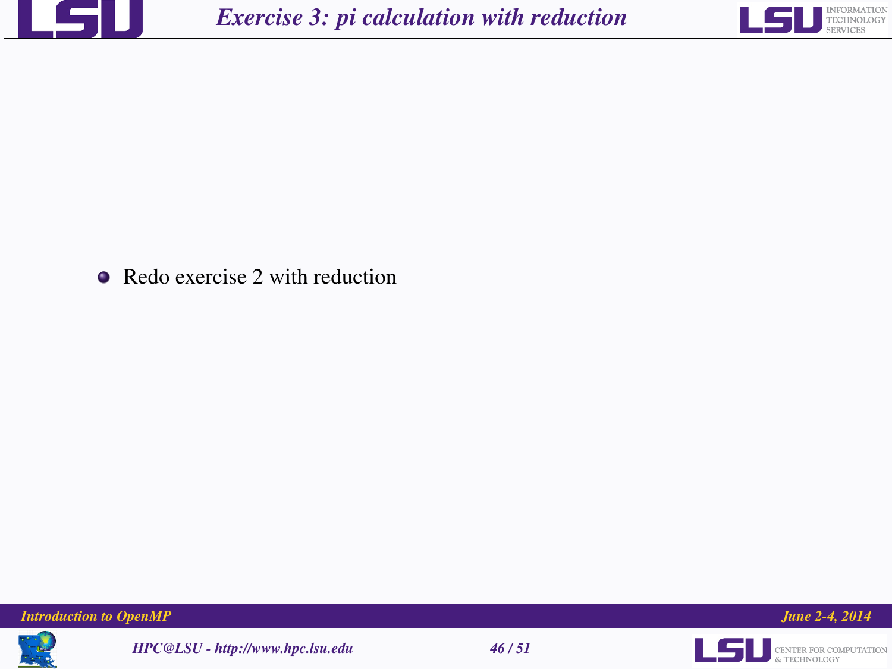# Exercise 3: pi calculation with reduction

- Redo exercise 2 with reduction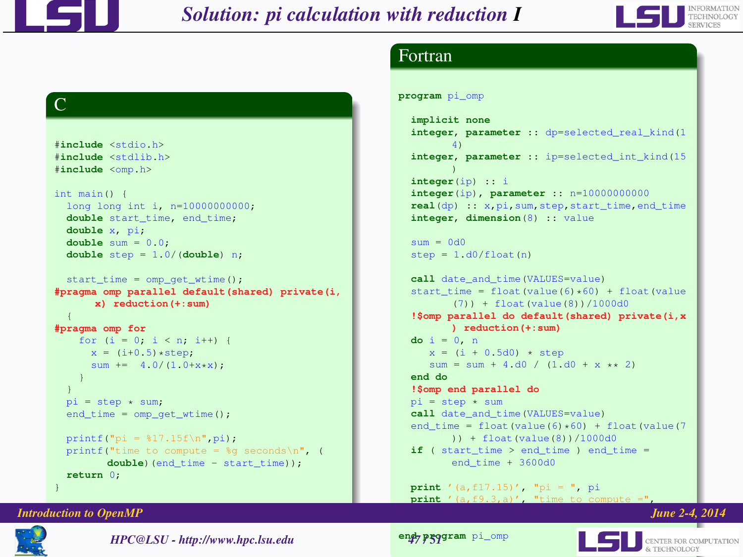# Solution: pi calculation with reduction I

## C

```c
#include <stdio.h>
#include <stdlib.h>
#include <omp.h>

int main() {
  long long int i, n=10000000000;
  double start_time, end_time;
  double x, pi;
  double sum = 0.0;
  double step = 1.0/(double) n;

  start_time = omp_get_wtime();
#pragma omp parallel default(shared) private(i,
      x) reduction(+:sum)
  {
#pragma omp for
    for (i = 0; i < n; i++) {
      x = (i+0.5)*step;
      sum +=  4.0/(1.0+x*x);
    }
  }
  pi = step * sum;
  end_time = omp_get_wtime();

  printf("pi = %17.15f\n",pi);
  printf("time to compute = %g seconds\n", (
        double)(end_time - start_time));
  return 0;
}
```

## Fortran

```fortran
program pi_omp

  implicit none
  integer, parameter :: dp=selected_real_kind(1
        4)
  integer, parameter :: ip=selected_int_kind(15
        )
  integer(ip) :: i
  integer(ip), parameter :: n=10000000000
  real(dp) :: x,pi,sum,step,start_time,end_time
  integer, dimension(8) :: value

  sum = 0d0
  step = 1.d0/float(n)

  call date_and_time(VALUES=value)
  start_time = float(value(6)*60) + float(value
        (7)) + float(value(8))/1000d0
  !$omp parallel do default(shared) private(i,x
        ) reduction(+:sum)
  do i = 0, n
     x = (i + 0.5d0) * step
     sum = sum + 4.d0 / (1.d0 + x ** 2)
  end do
  !$omp end parallel do
  pi = step * sum
  call date_and_time(VALUES=value)
  end_time = float(value(6)*60) + float(value(7
        )) + float(value(8))/1000d0
  if ( start_time > end_time ) end_time =
        end_time + 3600d0

  print '(a,f17.15)', "pi = ", pi
  print '(a,f9.3,a)', "time to compute =",

end program pi_omp
```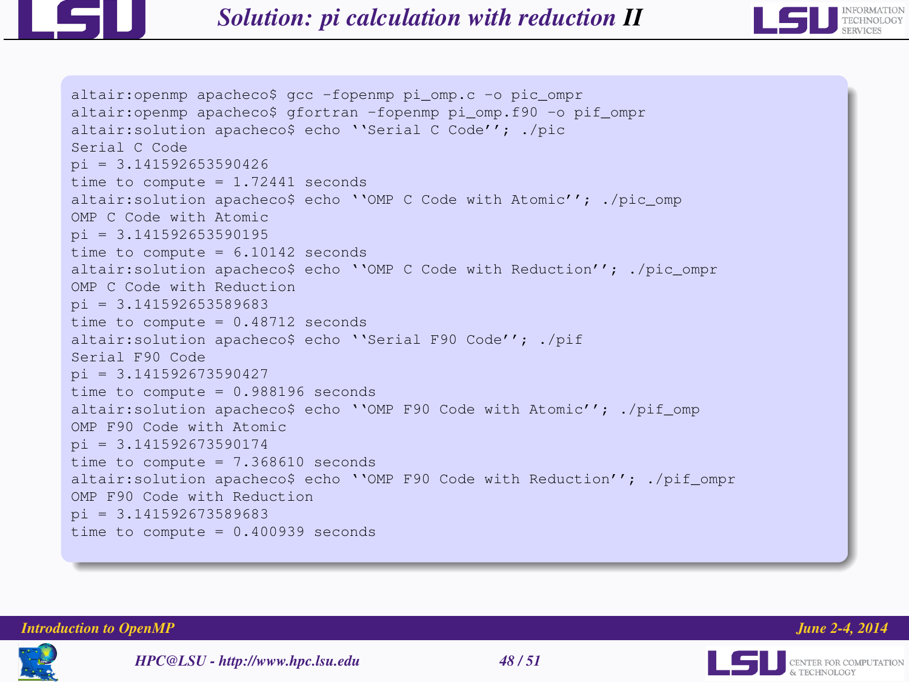# Solution: pi calculation with reduction II

```
altair:openmp apacheco$ gcc -fopenmp pi_omp.c -o pic_ompr
altair:openmp apacheco$ gfortran -fopenmp pi_omp.f90 -o pif_ompr
altair:solution apacheco$ echo ``Serial C Code''; ./pic
Serial C Code
pi = 3.141592653590426
time to compute = 1.72441 seconds
altair:solution apacheco$ echo ``OMP C Code with Atomic''; ./pic_omp
OMP C Code with Atomic
pi = 3.141592653590195
time to compute = 6.10142 seconds
altair:solution apacheco$ echo ``OMP C Code with Reduction''; ./pic_ompr
OMP C Code with Reduction
pi = 3.141592653589683
time to compute = 0.48712 seconds
altair:solution apacheco$ echo ``Serial F90 Code''; ./pif
Serial F90 Code
pi = 3.141592673590427
time to compute = 0.988196 seconds
altair:solution apacheco$ echo ``OMP F90 Code with Atomic''; ./pif_omp
OMP F90 Code with Atomic
pi = 3.141592673590174
time to compute = 7.368610 seconds
altair:solution apacheco$ echo ``OMP F90 Code with Reduction''; ./pif_ompr
OMP F90 Code with Reduction
pi = 3.141592673589683
time to compute = 0.400939 seconds
```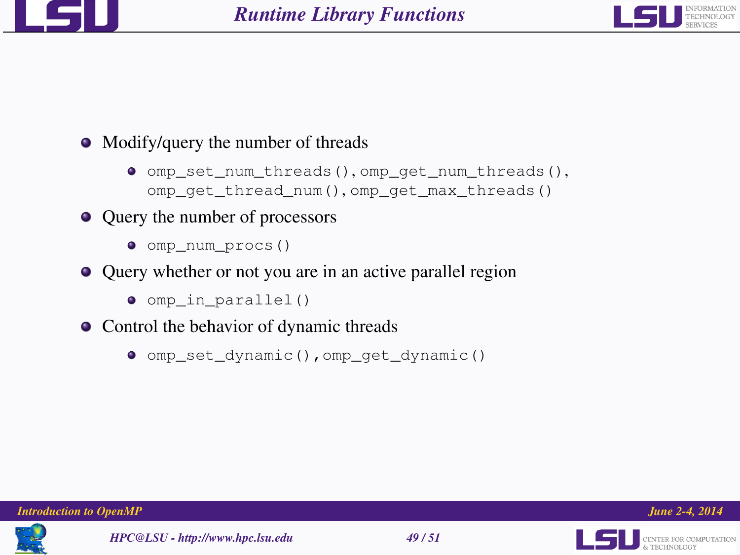# Runtime Library Functions

- Modify/query the number of threads
  - `omp_set_num_threads()`, `omp_get_num_threads()`, `omp_get_thread_num()`, `omp_get_max_threads()`
- Query the number of processors
  - `omp_num_procs()`
- Query whether or not you are in an active parallel region
  - `omp_in_parallel()`
- Control the behavior of dynamic threads
  - `omp_set_dynamic()`, `omp_get_dynamic()`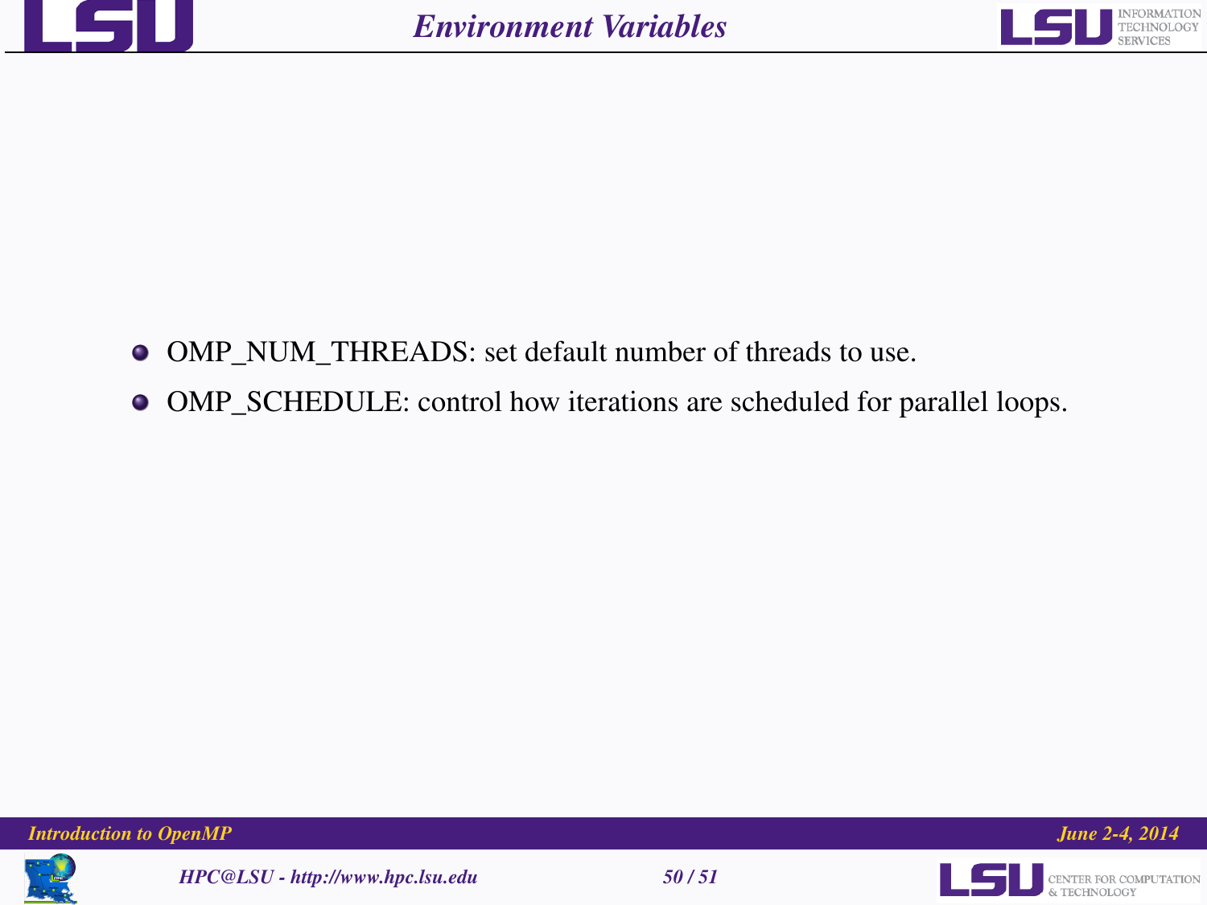# Environment Variables

- OMP_NUM_THREADS: set default number of threads to use.
- OMP_SCHEDULE: control how iterations are scheduled for parallel loops.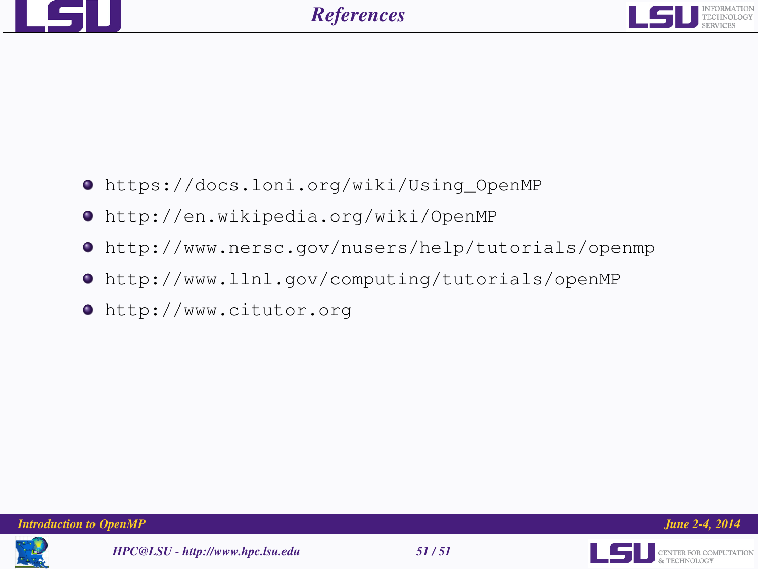# References

- https://docs.loni.org/wiki/Using_OpenMP
- http://en.wikipedia.org/wiki/OpenMP
- http://www.nersc.gov/nusers/help/tutorials/openmp
- http://www.llnl.gov/computing/tutorials/openMP
- http://www.citutor.org